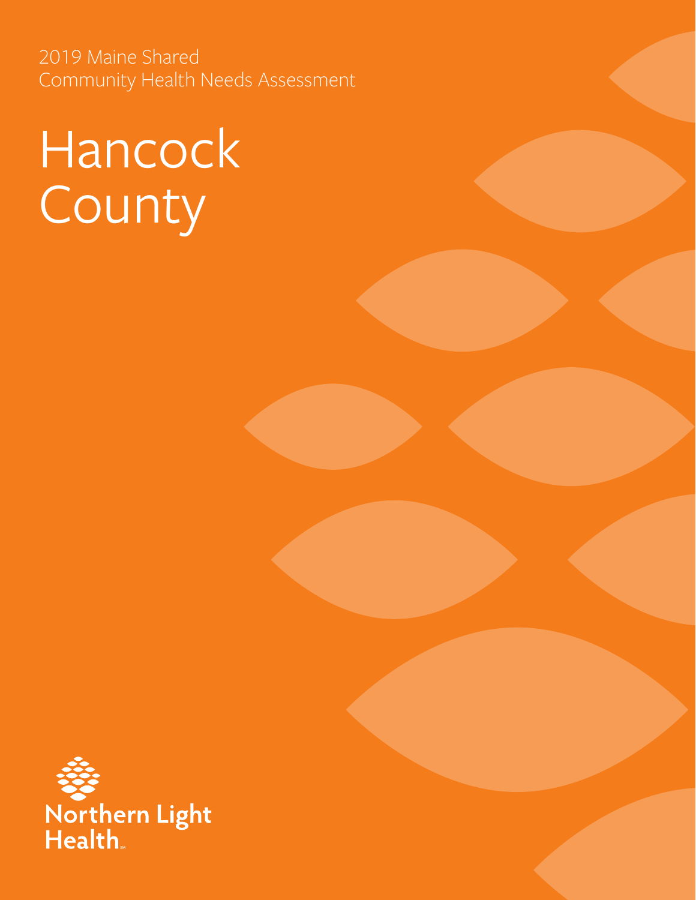2019 Maine Shared
Community Health Needs Assessment

# Hancock County

Northern Light Health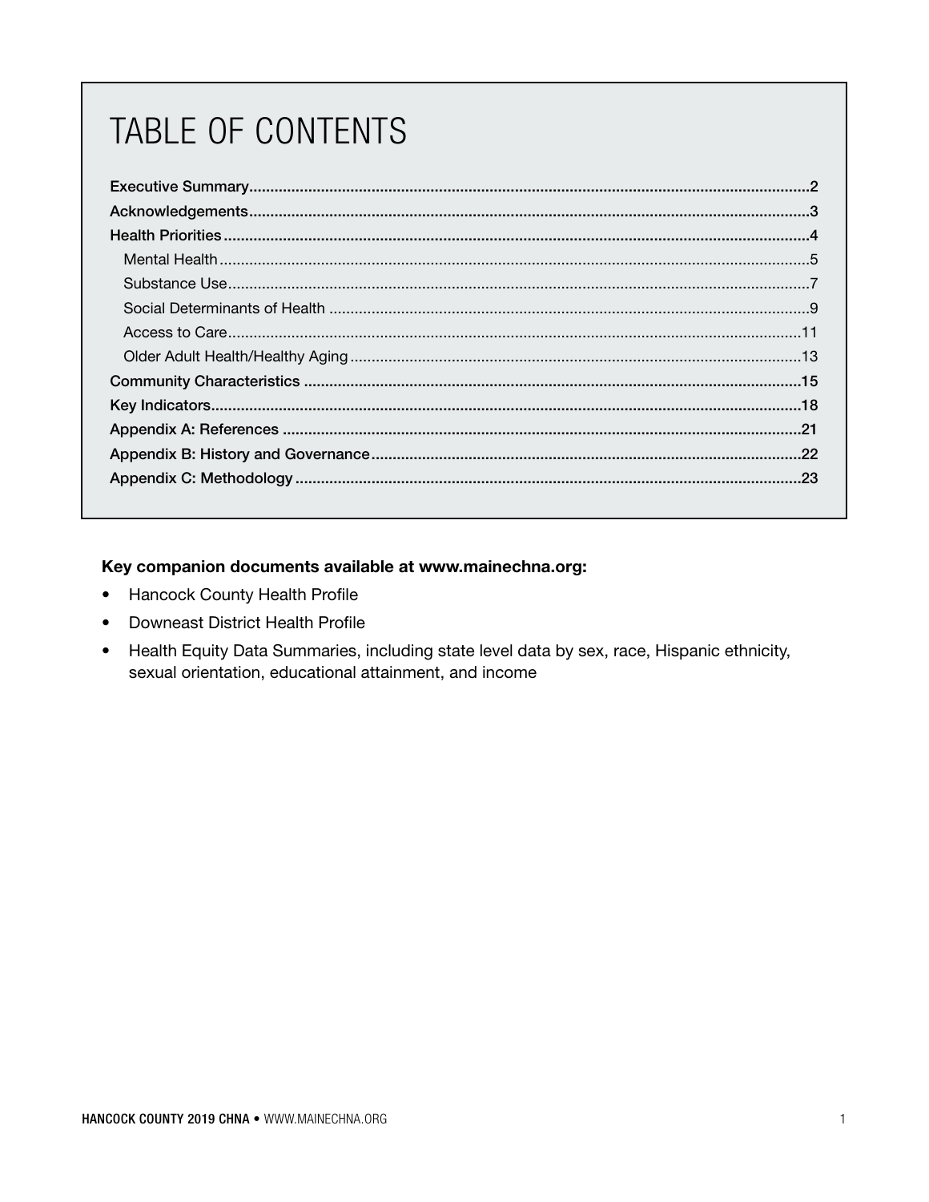# TABLE OF CONTENTS

- Executive Summary....2
- Acknowledgements....3
- Health Priorities....4
  - Mental Health....5
  - Substance Use....7
  - Social Determinants of Health....9
  - Access to Care....11
  - Older Adult Health/Healthy Aging....13
- Community Characteristics....15
- Key Indicators....18
- Appendix A: References....21
- Appendix B: History and Governance....22
- Appendix C: Methodology....23

**Key companion documents available at www.mainechna.org:**

- Hancock County Health Profile
- Downeast District Health Profile
- Health Equity Data Summaries, including state level data by sex, race, Hispanic ethnicity, sexual orientation, educational attainment, and income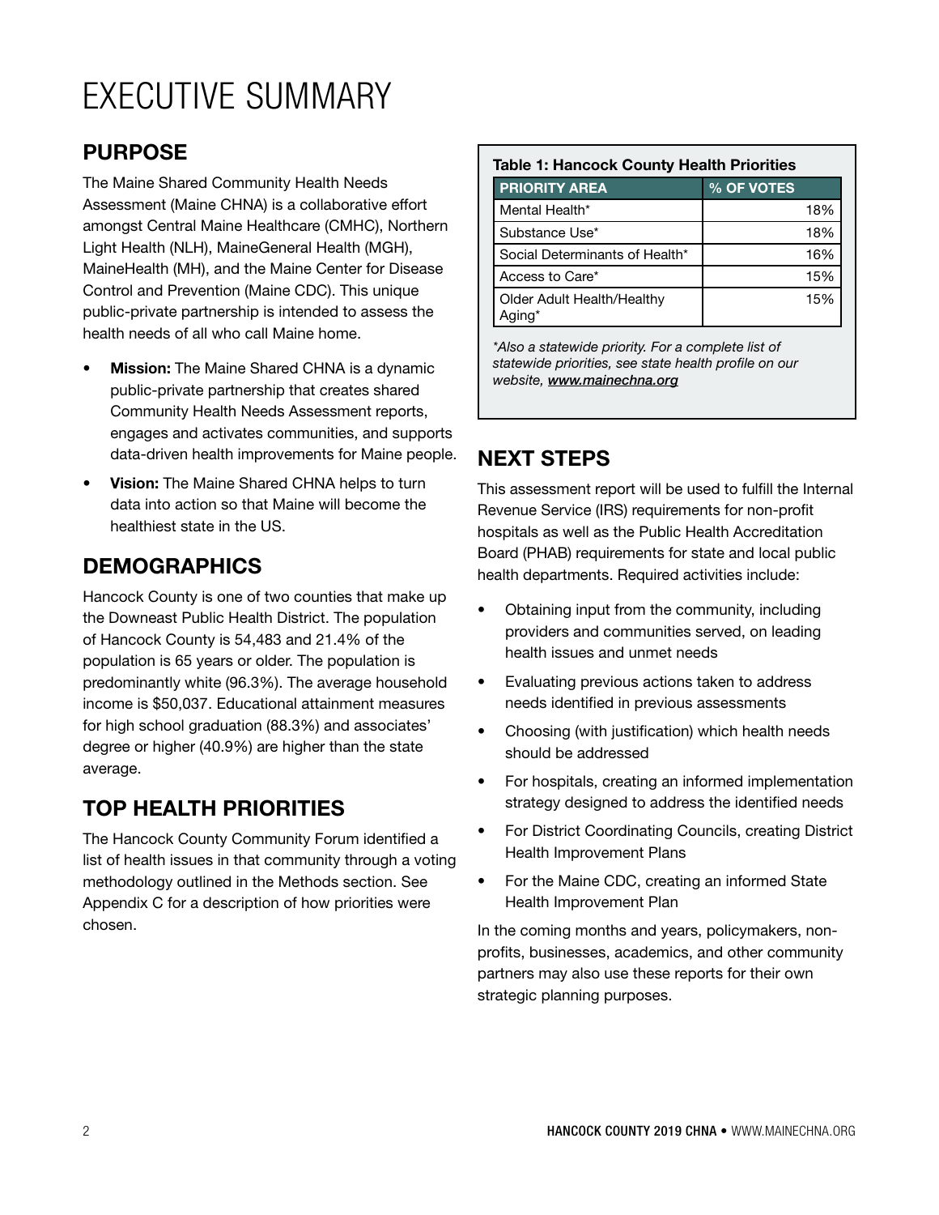# EXECUTIVE SUMMARY

## PURPOSE

The Maine Shared Community Health Needs Assessment (Maine CHNA) is a collaborative effort amongst Central Maine Healthcare (CMHC), Northern Light Health (NLH), MaineGeneral Health (MGH), MaineHealth (MH), and the Maine Center for Disease Control and Prevention (Maine CDC). This unique public-private partnership is intended to assess the health needs of all who call Maine home.

- **Mission:** The Maine Shared CHNA is a dynamic public-private partnership that creates shared Community Health Needs Assessment reports, engages and activates communities, and supports data-driven health improvements for Maine people.
- **Vision:** The Maine Shared CHNA helps to turn data into action so that Maine will become the healthiest state in the US.

## DEMOGRAPHICS

Hancock County is one of two counties that make up the Downeast Public Health District. The population of Hancock County is 54,483 and 21.4% of the population is 65 years or older. The population is predominantly white (96.3%). The average household income is $50,037. Educational attainment measures for high school graduation (88.3%) and associates' degree or higher (40.9%) are higher than the state average.

## TOP HEALTH PRIORITIES

The Hancock County Community Forum identified a list of health issues in that community through a voting methodology outlined in the Methods section. See Appendix C for a description of how priorities were chosen.

**Table 1: Hancock County Health Priorities**

| PRIORITY AREA | % OF VOTES |
|---|---|
| Mental Health* | 18% |
| Substance Use* | 18% |
| Social Determinants of Health* | 16% |
| Access to Care* | 15% |
| Older Adult Health/Healthy Aging* | 15% |

*\*Also a statewide priority. For a complete list of statewide priorities, see state health profile on our website, **www.mainechna.org***

## NEXT STEPS

This assessment report will be used to fulfill the Internal Revenue Service (IRS) requirements for non-profit hospitals as well as the Public Health Accreditation Board (PHAB) requirements for state and local public health departments. Required activities include:

- Obtaining input from the community, including providers and communities served, on leading health issues and unmet needs
- Evaluating previous actions taken to address needs identified in previous assessments
- Choosing (with justification) which health needs should be addressed
- For hospitals, creating an informed implementation strategy designed to address the identified needs
- For District Coordinating Councils, creating District Health Improvement Plans
- For the Maine CDC, creating an informed State Health Improvement Plan

In the coming months and years, policymakers, non-profits, businesses, academics, and other community partners may also use these reports for their own strategic planning purposes.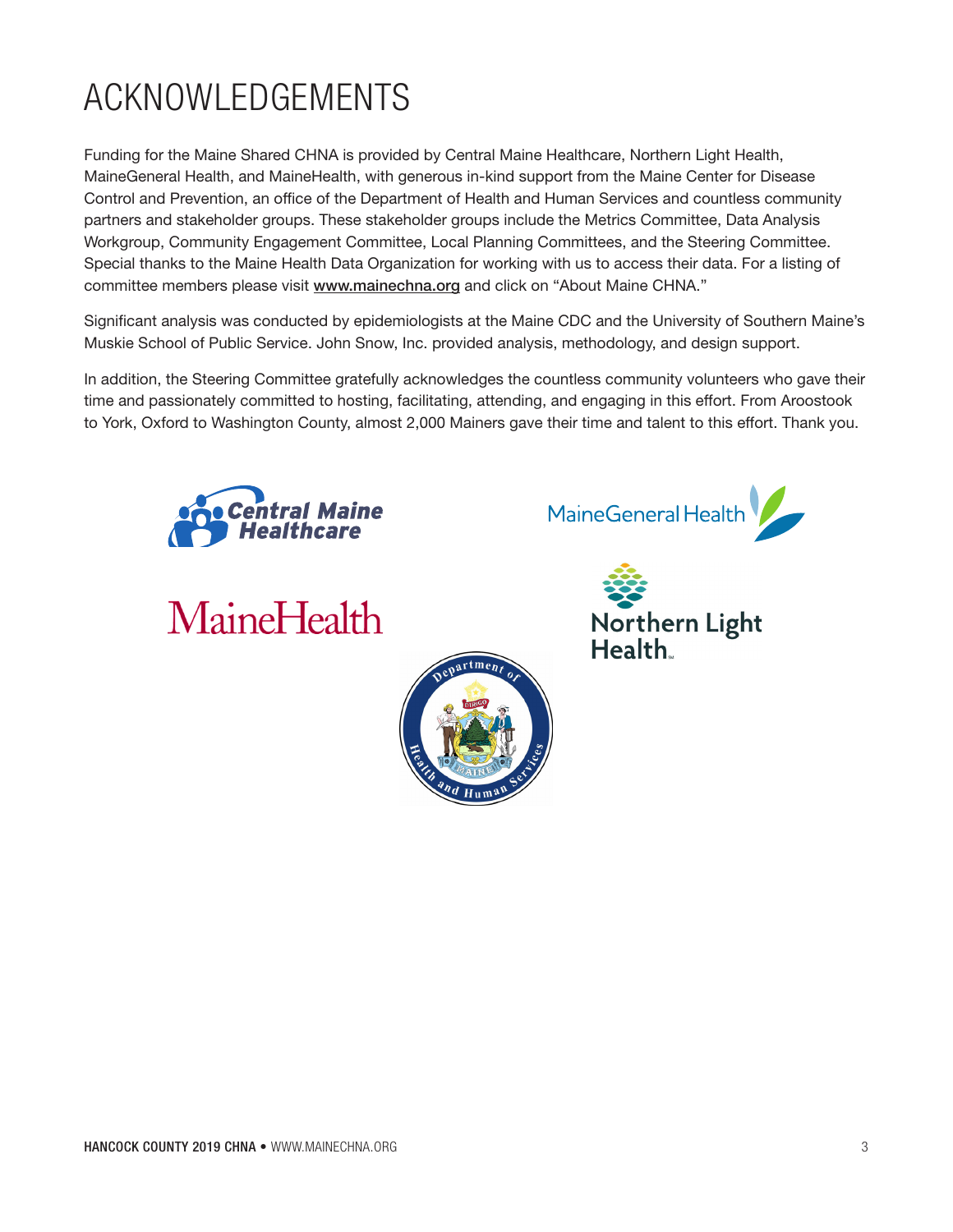# ACKNOWLEDGEMENTS

Funding for the Maine Shared CHNA is provided by Central Maine Healthcare, Northern Light Health, MaineGeneral Health, and MaineHealth, with generous in-kind support from the Maine Center for Disease Control and Prevention, an office of the Department of Health and Human Services and countless community partners and stakeholder groups. These stakeholder groups include the Metrics Committee, Data Analysis Workgroup, Community Engagement Committee, Local Planning Committees, and the Steering Committee. Special thanks to the Maine Health Data Organization for working with us to access their data. For a listing of committee members please visit www.mainechna.org and click on "About Maine CHNA."

Significant analysis was conducted by epidemiologists at the Maine CDC and the University of Southern Maine's Muskie School of Public Service. John Snow, Inc. provided analysis, methodology, and design support.

In addition, the Steering Committee gratefully acknowledges the countless community volunteers who gave their time and passionately committed to hosting, facilitating, attending, and engaging in this effort. From Aroostook to York, Oxford to Washington County, almost 2,000 Mainers gave their time and talent to this effort. Thank you.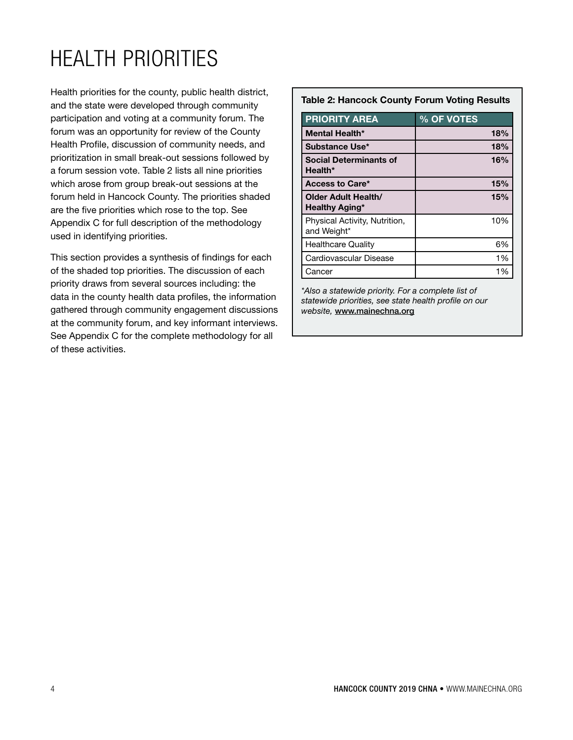# HEALTH PRIORITIES

Health priorities for the county, public health district, and the state were developed through community participation and voting at a community forum. The forum was an opportunity for review of the County Health Profile, discussion of community needs, and prioritization in small break-out sessions followed by a forum session vote. Table 2 lists all nine priorities which arose from group break-out sessions at the forum held in Hancock County. The priorities shaded are the five priorities which rose to the top. See Appendix C for full description of the methodology used in identifying priorities.

This section provides a synthesis of findings for each of the shaded top priorities. The discussion of each priority draws from several sources including: the data in the county health data profiles, the information gathered through community engagement discussions at the community forum, and key informant interviews. See Appendix C for the complete methodology for all of these activities.

**Table 2: Hancock County Forum Voting Results**

| PRIORITY AREA | % OF VOTES |
|---|---|
| **Mental Health*** | **18%** |
| **Substance Use*** | **18%** |
| **Social Determinants of Health*** | **16%** |
| **Access to Care*** | **15%** |
| **Older Adult Health/ Healthy Aging*** | **15%** |
| Physical Activity, Nutrition, and Weight* | 10% |
| Healthcare Quality | 6% |
| Cardiovascular Disease | 1% |
| Cancer | 1% |

*\*Also a statewide priority. For a complete list of statewide priorities, see state health profile on our website,* www.mainechna.org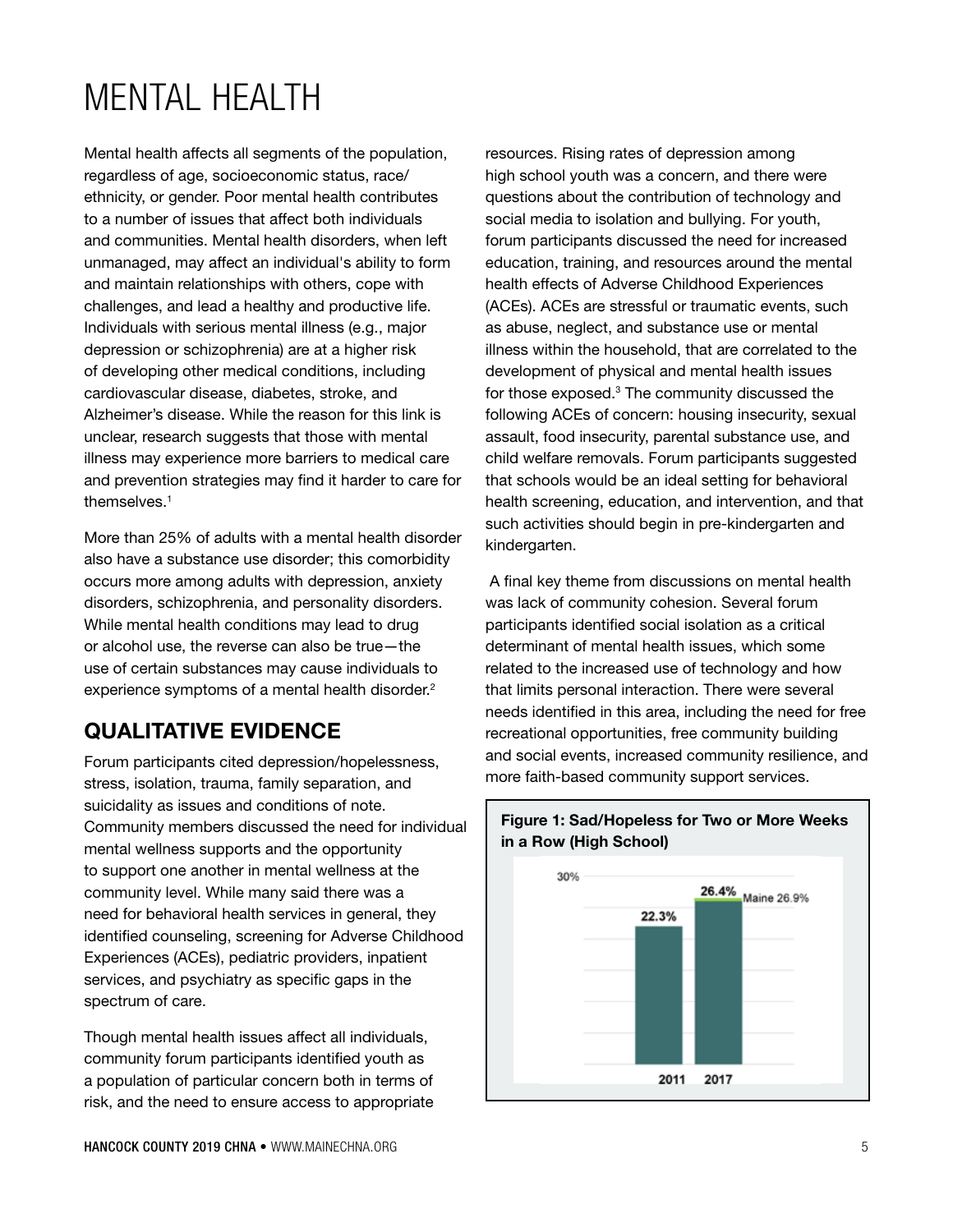# MENTAL HEALTH

Mental health affects all segments of the population, regardless of age, socioeconomic status, race/ethnicity, or gender. Poor mental health contributes to a number of issues that affect both individuals and communities. Mental health disorders, when left unmanaged, may affect an individual's ability to form and maintain relationships with others, cope with challenges, and lead a healthy and productive life. Individuals with serious mental illness (e.g., major depression or schizophrenia) are at a higher risk of developing other medical conditions, including cardiovascular disease, diabetes, stroke, and Alzheimer's disease. While the reason for this link is unclear, research suggests that those with mental illness may experience more barriers to medical care and prevention strategies may find it harder to care for themselves.[1]

More than 25% of adults with a mental health disorder also have a substance use disorder; this comorbidity occurs more among adults with depression, anxiety disorders, schizophrenia, and personality disorders. While mental health conditions may lead to drug or alcohol use, the reverse can also be true—the use of certain substances may cause individuals to experience symptoms of a mental health disorder.[2]

## QUALITATIVE EVIDENCE

Forum participants cited depression/hopelessness, stress, isolation, trauma, family separation, and suicidality as issues and conditions of note. Community members discussed the need for individual mental wellness supports and the opportunity to support one another in mental wellness at the community level. While many said there was a need for behavioral health services in general, they identified counseling, screening for Adverse Childhood Experiences (ACEs), pediatric providers, inpatient services, and psychiatry as specific gaps in the spectrum of care.

Though mental health issues affect all individuals, community forum participants identified youth as a population of particular concern both in terms of risk, and the need to ensure access to appropriate resources. Rising rates of depression among high school youth was a concern, and there were questions about the contribution of technology and social media to isolation and bullying. For youth, forum participants discussed the need for increased education, training, and resources around the mental health effects of Adverse Childhood Experiences (ACEs). ACEs are stressful or traumatic events, such as abuse, neglect, and substance use or mental illness within the household, that are correlated to the development of physical and mental health issues for those exposed.[3] The community discussed the following ACEs of concern: housing insecurity, sexual assault, food insecurity, parental substance use, and child welfare removals. Forum participants suggested that schools would be an ideal setting for behavioral health screening, education, and intervention, and that such activities should begin in pre-kindergarten and kindergarten.

A final key theme from discussions on mental health was lack of community cohesion. Several forum participants identified social isolation as a critical determinant of mental health issues, which some related to the increased use of technology and how that limits personal interaction. There were several needs identified in this area, including the need for free recreational opportunities, free community building and social events, increased community resilience, and more faith-based community support services.

**Figure 1: Sad/Hopeless for Two or More Weeks in a Row (High School)**

| Year | Percent |
|---|---|
| 2011 | 22.3% |
| 2017 | 26.4% |

Maine 26.9%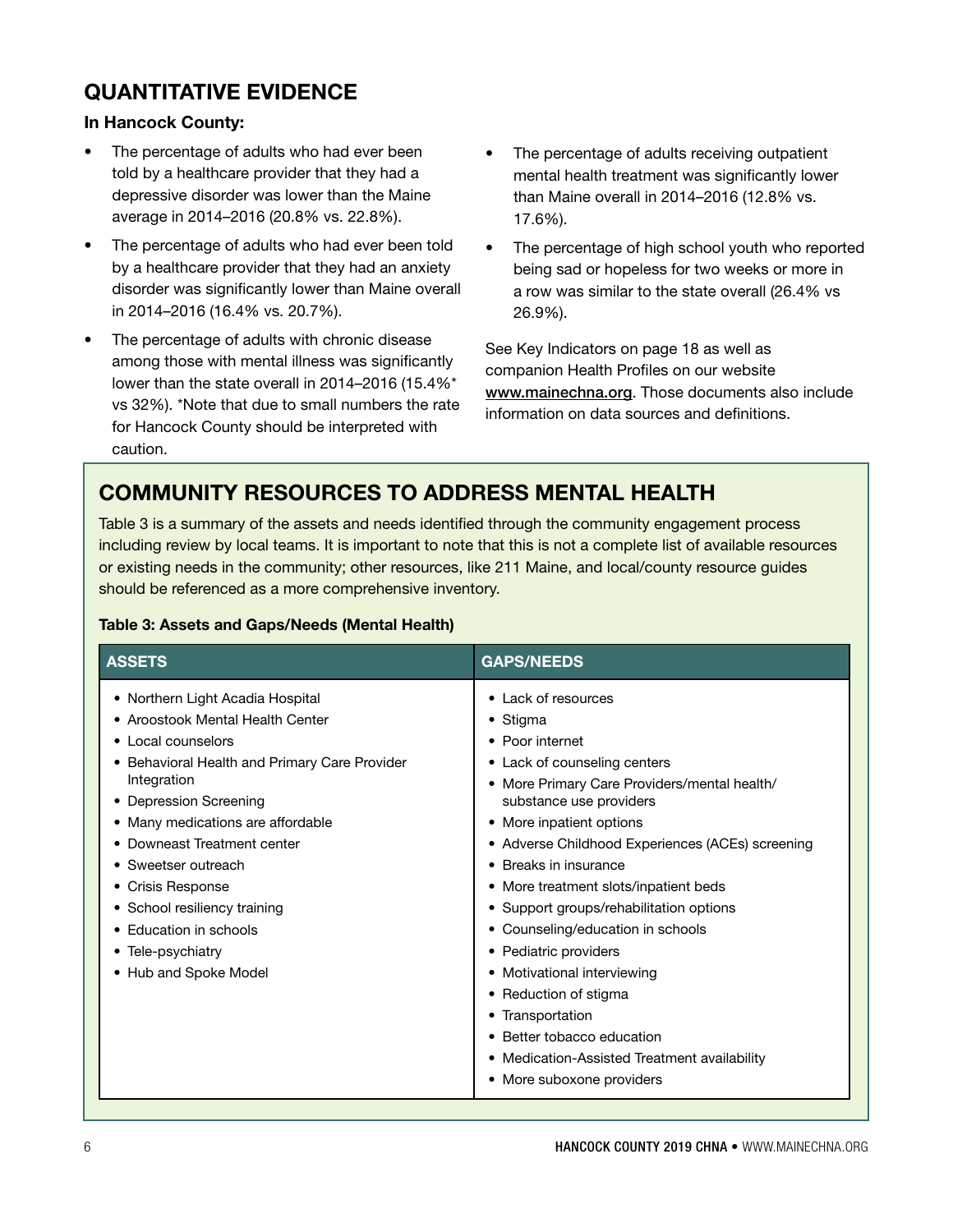## QUANTITATIVE EVIDENCE

**In Hancock County:**

- The percentage of adults who had ever been told by a healthcare provider that they had a depressive disorder was lower than the Maine average in 2014–2016 (20.8% vs. 22.8%).
- The percentage of adults who had ever been told by a healthcare provider that they had an anxiety disorder was significantly lower than Maine overall in 2014–2016 (16.4% vs. 20.7%).
- The percentage of adults with chronic disease among those with mental illness was significantly lower than the state overall in 2014–2016 (15.4%* vs 32%). *Note that due to small numbers the rate for Hancock County should be interpreted with caution.
- The percentage of adults receiving outpatient mental health treatment was significantly lower than Maine overall in 2014–2016 (12.8% vs. 17.6%).
- The percentage of high school youth who reported being sad or hopeless for two weeks or more in a row was similar to the state overall (26.4% vs 26.9%).

See Key Indicators on page 18 as well as companion Health Profiles on our website www.mainechna.org. Those documents also include information on data sources and definitions.

## COMMUNITY RESOURCES TO ADDRESS MENTAL HEALTH

Table 3 is a summary of the assets and needs identified through the community engagement process including review by local teams. It is important to note that this is not a complete list of available resources or existing needs in the community; other resources, like 211 Maine, and local/county resource guides should be referenced as a more comprehensive inventory.

**Table 3: Assets and Gaps/Needs (Mental Health)**

| ASSETS | GAPS/NEEDS |
|---|---|
| • Northern Light Acadia Hospital<br>• Aroostook Mental Health Center<br>• Local counselors<br>• Behavioral Health and Primary Care Provider Integration<br>• Depression Screening<br>• Many medications are affordable<br>• Downeast Treatment center<br>• Sweetser outreach<br>• Crisis Response<br>• School resiliency training<br>• Education in schools<br>• Tele-psychiatry<br>• Hub and Spoke Model | • Lack of resources<br>• Stigma<br>• Poor internet<br>• Lack of counseling centers<br>• More Primary Care Providers/mental health/substance use providers<br>• More inpatient options<br>• Adverse Childhood Experiences (ACEs) screening<br>• Breaks in insurance<br>• More treatment slots/inpatient beds<br>• Support groups/rehabilitation options<br>• Counseling/education in schools<br>• Pediatric providers<br>• Motivational interviewing<br>• Reduction of stigma<br>• Transportation<br>• Better tobacco education<br>• Medication-Assisted Treatment availability<br>• More suboxone providers |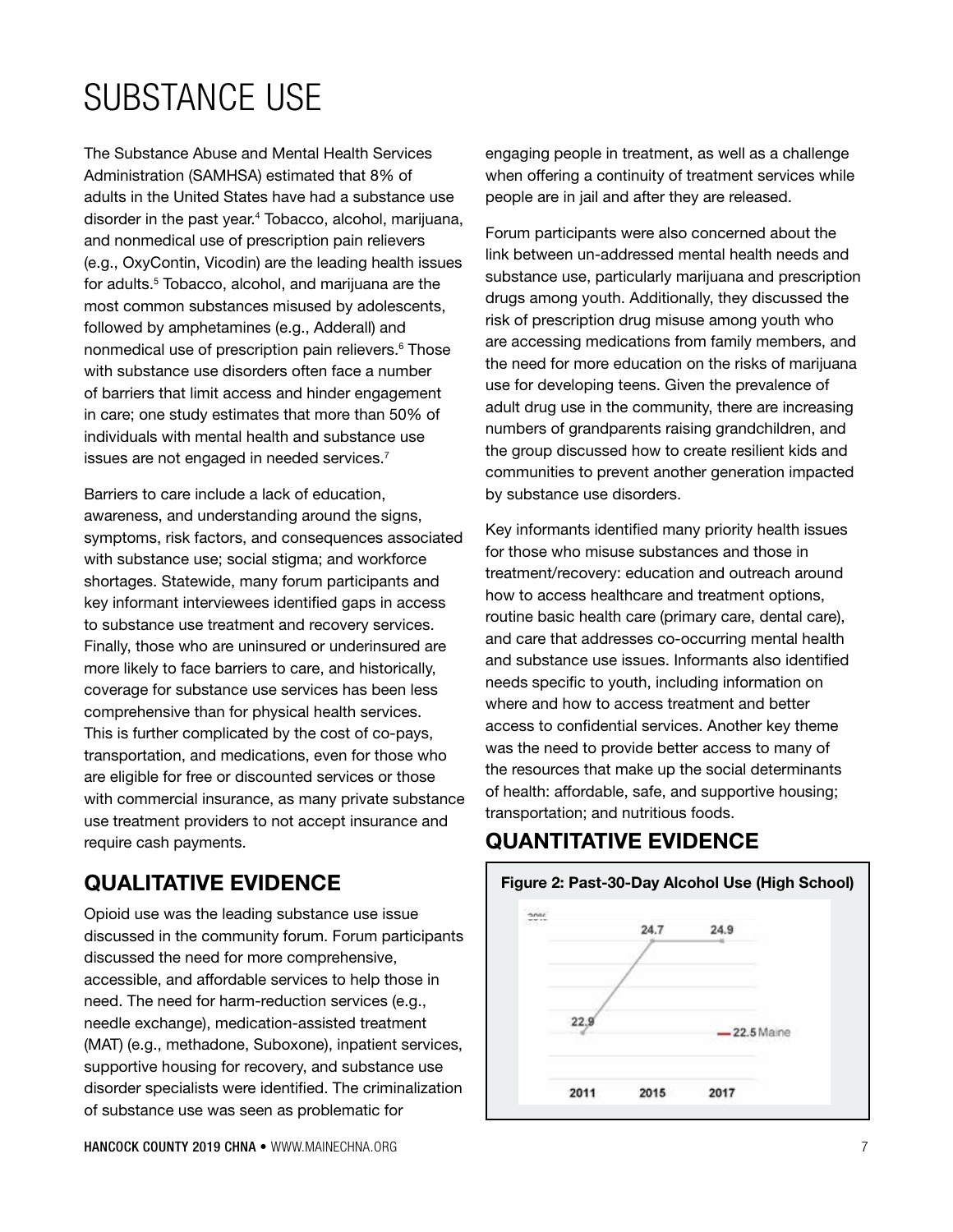# SUBSTANCE USE

The Substance Abuse and Mental Health Services Administration (SAMHSA) estimated that 8% of adults in the United States have had a substance use disorder in the past year.[4] Tobacco, alcohol, marijuana, and nonmedical use of prescription pain relievers (e.g., OxyContin, Vicodin) are the leading health issues for adults.[5] Tobacco, alcohol, and marijuana are the most common substances misused by adolescents, followed by amphetamines (e.g., Adderall) and nonmedical use of prescription pain relievers.[6] Those with substance use disorders often face a number of barriers that limit access and hinder engagement in care; one study estimates that more than 50% of individuals with mental health and substance use issues are not engaged in needed services.[7]

Barriers to care include a lack of education, awareness, and understanding around the signs, symptoms, risk factors, and consequences associated with substance use; social stigma; and workforce shortages. Statewide, many forum participants and key informant interviewees identified gaps in access to substance use treatment and recovery services. Finally, those who are uninsured or underinsured are more likely to face barriers to care, and historically, coverage for substance use services has been less comprehensive than for physical health services. This is further complicated by the cost of co-pays, transportation, and medications, even for those who are eligible for free or discounted services or those with commercial insurance, as many private substance use treatment providers to not accept insurance and require cash payments.

## QUALITATIVE EVIDENCE

Opioid use was the leading substance use issue discussed in the community forum. Forum participants discussed the need for more comprehensive, accessible, and affordable services to help those in need. The need for harm-reduction services (e.g., needle exchange), medication-assisted treatment (MAT) (e.g., methadone, Suboxone), inpatient services, supportive housing for recovery, and substance use disorder specialists were identified. The criminalization of substance use was seen as problematic for engaging people in treatment, as well as a challenge when offering a continuity of treatment services while people are in jail and after they are released.

Forum participants were also concerned about the link between un-addressed mental health needs and substance use, particularly marijuana and prescription drugs among youth. Additionally, they discussed the risk of prescription drug misuse among youth who are accessing medications from family members, and the need for more education on the risks of marijuana use for developing teens. Given the prevalence of adult drug use in the community, there are increasing numbers of grandparents raising grandchildren, and the group discussed how to create resilient kids and communities to prevent another generation impacted by substance use disorders.

Key informants identified many priority health issues for those who misuse substances and those in treatment/recovery: education and outreach around how to access healthcare and treatment options, routine basic health care (primary care, dental care), and care that addresses co-occurring mental health and substance use issues. Informants also identified needs specific to youth, including information on where and how to access treatment and better access to confidential services. Another key theme was the need to provide better access to many of the resources that make up the social determinants of health: affordable, safe, and supportive housing; transportation; and nutritious foods.

## QUANTITATIVE EVIDENCE

**Figure 2: Past-30-Day Alcohol Use (High School)**

| Year | Hancock County (%) |
|---|---|
| 2011 | 22.9 |
| 2015 | 24.7 |
| 2017 | 24.9 |

Maine: 22.5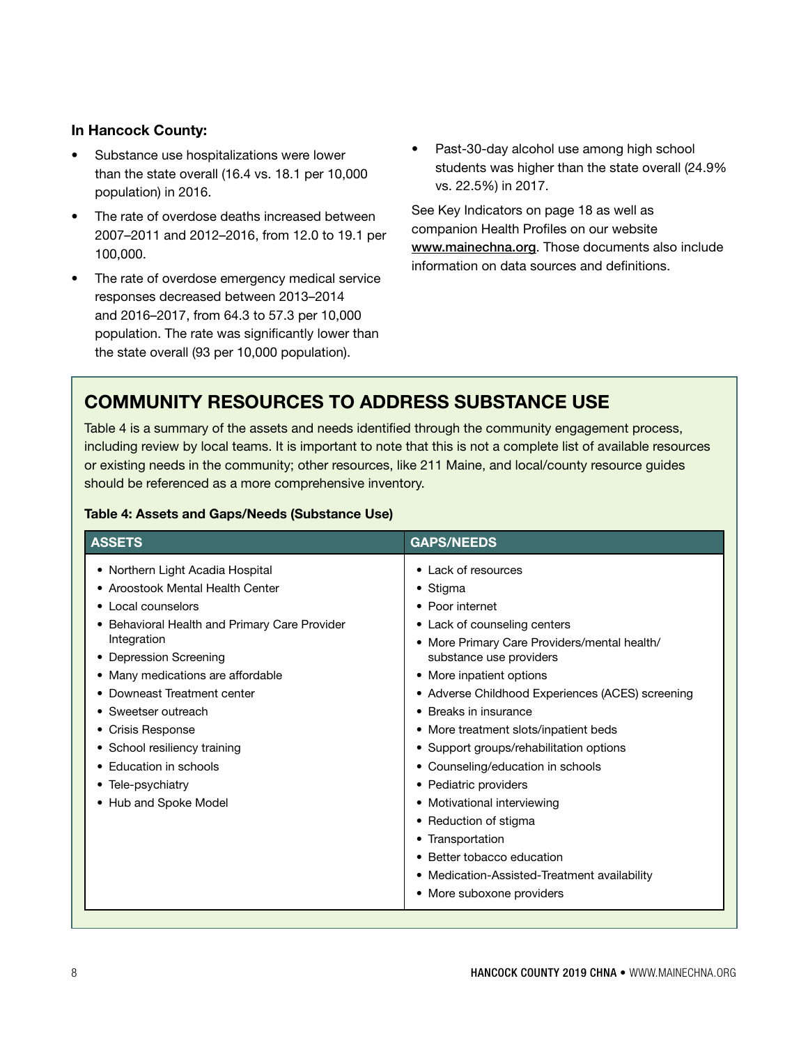**In Hancock County:**

- Substance use hospitalizations were lower than the state overall (16.4 vs. 18.1 per 10,000 population) in 2016.
- The rate of overdose deaths increased between 2007–2011 and 2012–2016, from 12.0 to 19.1 per 100,000.
- The rate of overdose emergency medical service responses decreased between 2013–2014 and 2016–2017, from 64.3 to 57.3 per 10,000 population. The rate was significantly lower than the state overall (93 per 10,000 population).
- Past-30-day alcohol use among high school students was higher than the state overall (24.9% vs. 22.5%) in 2017.

See Key Indicators on page 18 as well as companion Health Profiles on our website www.mainechna.org. Those documents also include information on data sources and definitions.

## COMMUNITY RESOURCES TO ADDRESS SUBSTANCE USE

Table 4 is a summary of the assets and needs identified through the community engagement process, including review by local teams. It is important to note that this is not a complete list of available resources or existing needs in the community; other resources, like 211 Maine, and local/county resource guides should be referenced as a more comprehensive inventory.

**Table 4: Assets and Gaps/Needs (Substance Use)**

| ASSETS | GAPS/NEEDS |
| --- | --- |
| • Northern Light Acadia Hospital | • Lack of resources |
| • Aroostook Mental Health Center | • Stigma |
| • Local counselors | • Poor internet |
| • Behavioral Health and Primary Care Provider Integration | • Lack of counseling centers |
| • Depression Screening | • More Primary Care Providers/mental health/ substance use providers |
| • Many medications are affordable | • More inpatient options |
| • Downeast Treatment center | • Adverse Childhood Experiences (ACES) screening |
| • Sweetser outreach | • Breaks in insurance |
| • Crisis Response | • More treatment slots/inpatient beds |
| • School resiliency training | • Support groups/rehabilitation options |
| • Education in schools | • Counseling/education in schools |
| • Tele-psychiatry | • Pediatric providers |
| • Hub and Spoke Model | • Motivational interviewing |
| | • Reduction of stigma |
| | • Transportation |
| | • Better tobacco education |
| | • Medication-Assisted-Treatment availability |
| | • More suboxone providers |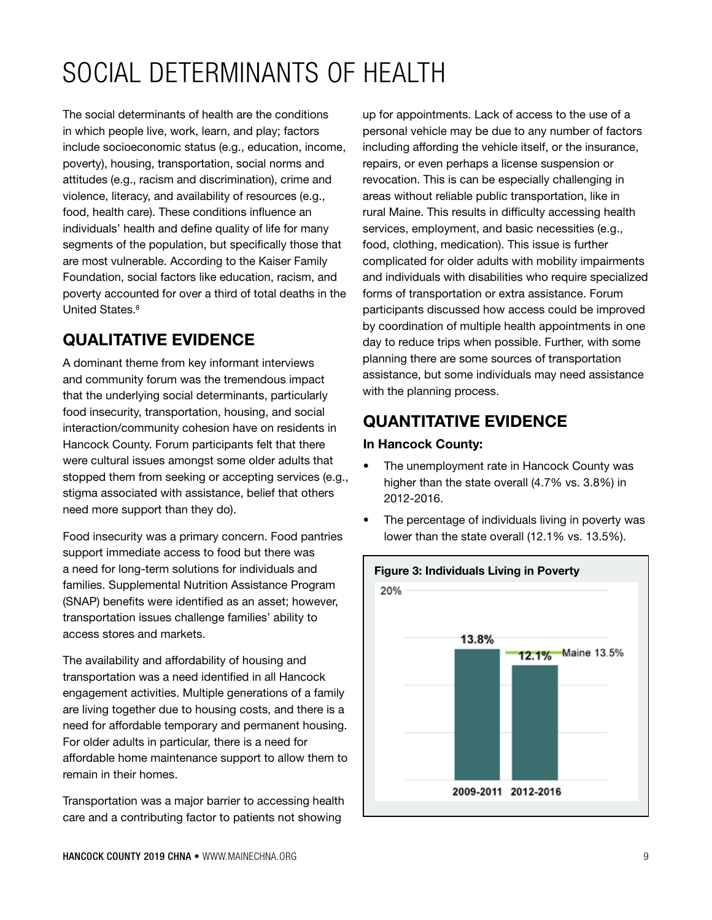// Figure 3 chart had no detected image; only title transcribed
# SOCIAL DETERMINANTS OF HEALTH

The social determinants of health are the conditions in which people live, work, learn, and play; factors include socioeconomic status (e.g., education, income, poverty), housing, transportation, social norms and attitudes (e.g., racism and discrimination), crime and violence, literacy, and availability of resources (e.g., food, health care). These conditions influence an individuals' health and define quality of life for many segments of the population, but specifically those that are most vulnerable. According to the Kaiser Family Foundation, social factors like education, racism, and poverty accounted for over a third of total deaths in the United States.[8]

## QUALITATIVE EVIDENCE

A dominant theme from key informant interviews and community forum was the tremendous impact that the underlying social determinants, particularly food insecurity, transportation, housing, and social interaction/community cohesion have on residents in Hancock County. Forum participants felt that there were cultural issues amongst some older adults that stopped them from seeking or accepting services (e.g., stigma associated with assistance, belief that others need more support than they do).

Food insecurity was a primary concern. Food pantries support immediate access to food but there was a need for long-term solutions for individuals and families. Supplemental Nutrition Assistance Program (SNAP) benefits were identified as an asset; however, transportation issues challenge families' ability to access stores and markets.

The availability and affordability of housing and transportation was a need identified in all Hancock engagement activities. Multiple generations of a family are living together due to housing costs, and there is a need for affordable temporary and permanent housing. For older adults in particular, there is a need for affordable home maintenance support to allow them to remain in their homes.

Transportation was a major barrier to accessing health care and a contributing factor to patients not showing up for appointments. Lack of access to the use of a personal vehicle may be due to any number of factors including affording the vehicle itself, or the insurance, repairs, or even perhaps a license suspension or revocation. This is can be especially challenging in areas without reliable public transportation, like in rural Maine. This results in difficulty accessing health services, employment, and basic necessities (e.g., food, clothing, medication). This issue is further complicated for older adults with mobility impairments and individuals with disabilities who require specialized forms of transportation or extra assistance. Forum participants discussed how access could be improved by coordination of multiple health appointments in one day to reduce trips when possible. Further, with some planning there are some sources of transportation assistance, but some individuals may need assistance with the planning process.

## QUANTITATIVE EVIDENCE

**In Hancock County:**

- The unemployment rate in Hancock County was higher than the state overall (4.7% vs. 3.8%) in 2012-2016.
- The percentage of individuals living in poverty was lower than the state overall (12.1% vs. 13.5%).

**Figure 3: Individuals Living in Poverty**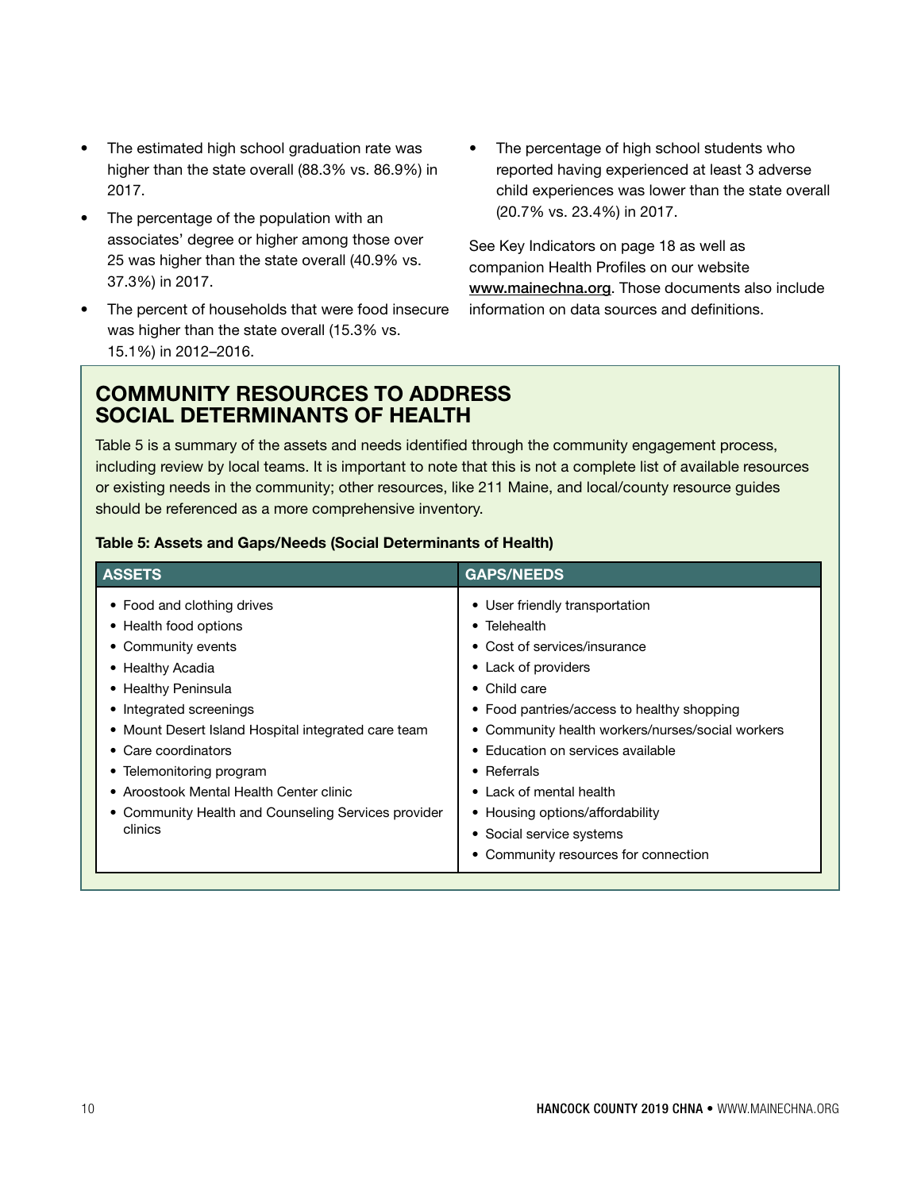- The estimated high school graduation rate was higher than the state overall (88.3% vs. 86.9%) in 2017.
- The percentage of the population with an associates' degree or higher among those over 25 was higher than the state overall (40.9% vs. 37.3%) in 2017.
- The percent of households that were food insecure was higher than the state overall (15.3% vs. 15.1%) in 2012–2016.
- The percentage of high school students who reported having experienced at least 3 adverse child experiences was lower than the state overall (20.7% vs. 23.4%) in 2017.

See Key Indicators on page 18 as well as companion Health Profiles on our website www.mainechna.org. Those documents also include information on data sources and definitions.

## COMMUNITY RESOURCES TO ADDRESS SOCIAL DETERMINANTS OF HEALTH

Table 5 is a summary of the assets and needs identified through the community engagement process, including review by local teams. It is important to note that this is not a complete list of available resources or existing needs in the community; other resources, like 211 Maine, and local/county resource guides should be referenced as a more comprehensive inventory.

**Table 5: Assets and Gaps/Needs (Social Determinants of Health)**

| ASSETS | GAPS/NEEDS |
|---|---|
| • Food and clothing drives | • User friendly transportation |
| • Health food options | • Telehealth |
| • Community events | • Cost of services/insurance |
| • Healthy Acadia | • Lack of providers |
| • Healthy Peninsula | • Child care |
| • Integrated screenings | • Food pantries/access to healthy shopping |
| • Mount Desert Island Hospital integrated care team | • Community health workers/nurses/social workers |
| • Care coordinators | • Education on services available |
| • Telemonitoring program | • Referrals |
| • Aroostook Mental Health Center clinic | • Lack of mental health |
| • Community Health and Counseling Services provider clinics | • Housing options/affordability |
| | • Social service systems |
| | • Community resources for connection |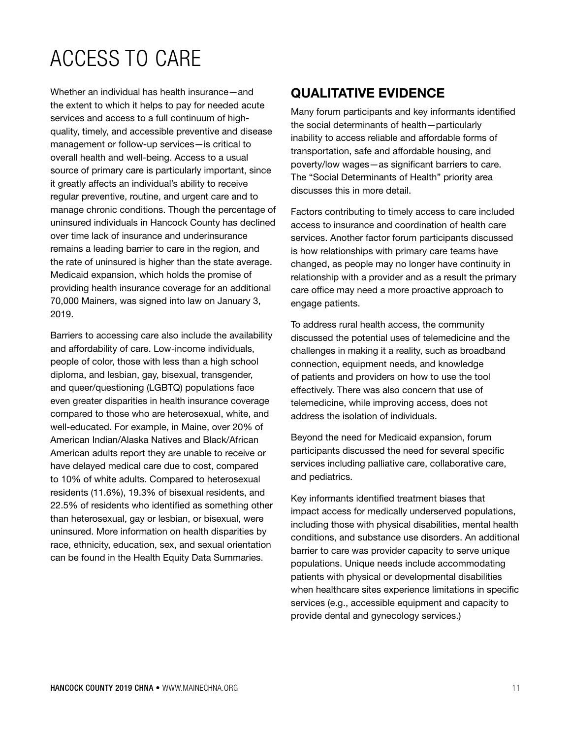# ACCESS TO CARE

Whether an individual has health insurance—and the extent to which it helps to pay for needed acute services and access to a full continuum of high-quality, timely, and accessible preventive and disease management or follow-up services—is critical to overall health and well-being. Access to a usual source of primary care is particularly important, since it greatly affects an individual's ability to receive regular preventive, routine, and urgent care and to manage chronic conditions. Though the percentage of uninsured individuals in Hancock County has declined over time lack of insurance and underinsurance remains a leading barrier to care in the region, and the rate of uninsured is higher than the state average. Medicaid expansion, which holds the promise of providing health insurance coverage for an additional 70,000 Mainers, was signed into law on January 3, 2019.

Barriers to accessing care also include the availability and affordability of care. Low-income individuals, people of color, those with less than a high school diploma, and lesbian, gay, bisexual, transgender, and queer/questioning (LGBTQ) populations face even greater disparities in health insurance coverage compared to those who are heterosexual, white, and well-educated. For example, in Maine, over 20% of American Indian/Alaska Natives and Black/African American adults report they are unable to receive or have delayed medical care due to cost, compared to 10% of white adults. Compared to heterosexual residents (11.6%), 19.3% of bisexual residents, and 22.5% of residents who identified as something other than heterosexual, gay or lesbian, or bisexual, were uninsured. More information on health disparities by race, ethnicity, education, sex, and sexual orientation can be found in the Health Equity Data Summaries.

## QUALITATIVE EVIDENCE

Many forum participants and key informants identified the social determinants of health—particularly inability to access reliable and affordable forms of transportation, safe and affordable housing, and poverty/low wages—as significant barriers to care. The "Social Determinants of Health" priority area discusses this in more detail.

Factors contributing to timely access to care included access to insurance and coordination of health care services. Another factor forum participants discussed is how relationships with primary care teams have changed, as people may no longer have continuity in relationship with a provider and as a result the primary care office may need a more proactive approach to engage patients.

To address rural health access, the community discussed the potential uses of telemedicine and the challenges in making it a reality, such as broadband connection, equipment needs, and knowledge of patients and providers on how to use the tool effectively. There was also concern that use of telemedicine, while improving access, does not address the isolation of individuals.

Beyond the need for Medicaid expansion, forum participants discussed the need for several specific services including palliative care, collaborative care, and pediatrics.

Key informants identified treatment biases that impact access for medically underserved populations, including those with physical disabilities, mental health conditions, and substance use disorders. An additional barrier to care was provider capacity to serve unique populations. Unique needs include accommodating patients with physical or developmental disabilities when healthcare sites experience limitations in specific services (e.g., accessible equipment and capacity to provide dental and gynecology services.)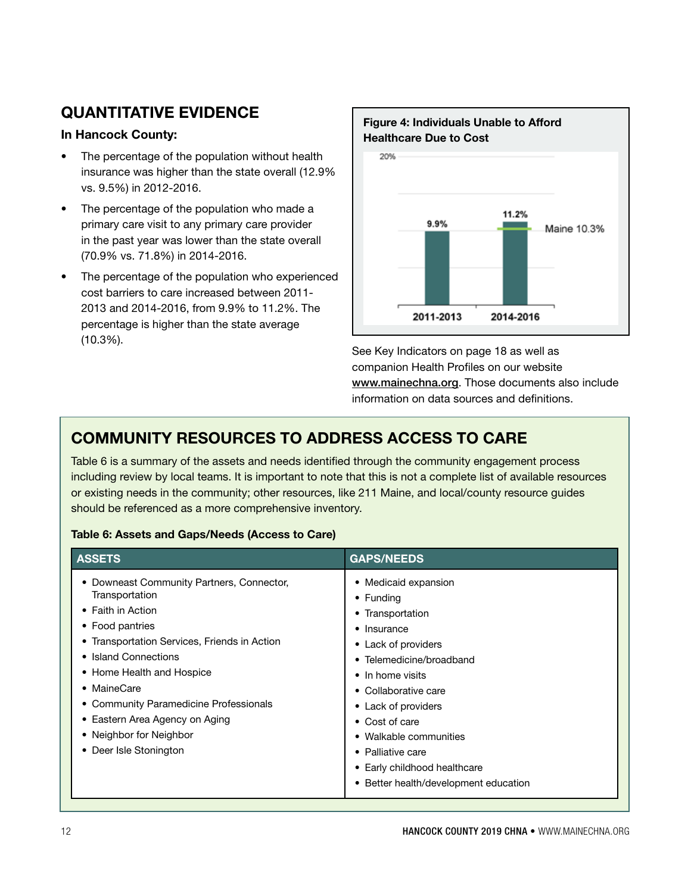## QUANTITATIVE EVIDENCE

**In Hancock County:**

- The percentage of the population without health insurance was higher than the state overall (12.9% vs. 9.5%) in 2012-2016.
- The percentage of the population who made a primary care visit to any primary care provider in the past year was lower than the state overall (70.9% vs. 71.8%) in 2014-2016.
- The percentage of the population who experienced cost barriers to care increased between 2011-2013 and 2014-2016, from 9.9% to 11.2%. The percentage is higher than the state average (10.3%).

**Figure 4: Individuals Unable to Afford Healthcare Due to Cost**

| Period | Percentage |
|---|---|
| 2011-2013 | 9.9% |
| 2014-2016 | 11.2% |

Maine 10.3%

See Key Indicators on page 18 as well as companion Health Profiles on our website www.mainechna.org. Those documents also include information on data sources and definitions.

## COMMUNITY RESOURCES TO ADDRESS ACCESS TO CARE

Table 6 is a summary of the assets and needs identified through the community engagement process including review by local teams. It is important to note that this is not a complete list of available resources or existing needs in the community; other resources, like 211 Maine, and local/county resource guides should be referenced as a more comprehensive inventory.

**Table 6: Assets and Gaps/Needs (Access to Care)**

| ASSETS | GAPS/NEEDS |
|---|---|
| • Downeast Community Partners, Connector, Transportation | • Medicaid expansion |
| • Faith in Action | • Funding |
| • Food pantries | • Transportation |
| • Transportation Services, Friends in Action | • Insurance |
| • Island Connections | • Lack of providers |
| • Home Health and Hospice | • Telemedicine/broadband |
| • MaineCare | • In home visits |
| • Community Paramedicine Professionals | • Collaborative care |
| • Eastern Area Agency on Aging | • Lack of providers |
| • Neighbor for Neighbor | • Cost of care |
| • Deer Isle Stonington | • Walkable communities |
| | • Palliative care |
| | • Early childhood healthcare |
| | • Better health/development education |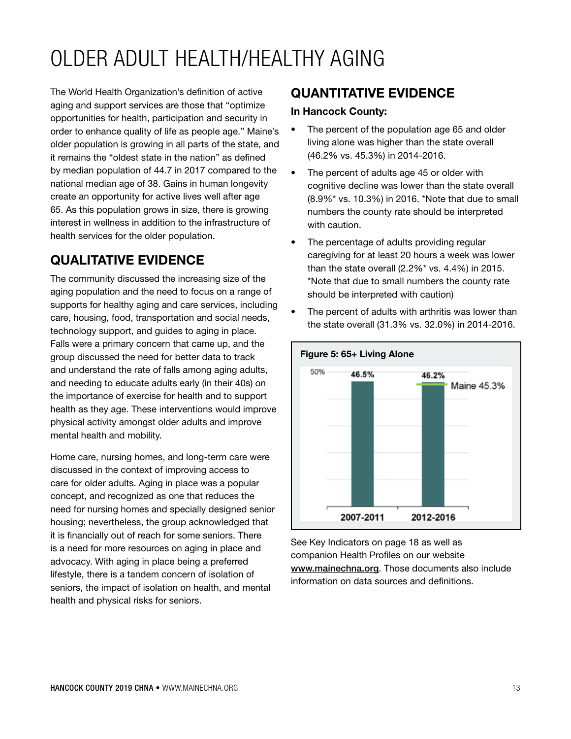# OLDER ADULT HEALTH/HEALTHY AGING

The World Health Organization's definition of active aging and support services are those that "optimize opportunities for health, participation and security in order to enhance quality of life as people age." Maine's older population is growing in all parts of the state, and it remains the "oldest state in the nation" as defined by median population of 44.7 in 2017 compared to the national median age of 38. Gains in human longevity create an opportunity for active lives well after age 65. As this population grows in size, there is growing interest in wellness in addition to the infrastructure of health services for the older population.

## QUALITATIVE EVIDENCE

The community discussed the increasing size of the aging population and the need to focus on a range of supports for healthy aging and care services, including care, housing, food, transportation and social needs, technology support, and guides to aging in place. Falls were a primary concern that came up, and the group discussed the need for better data to track and understand the rate of falls among aging adults, and needing to educate adults early (in their 40s) on the importance of exercise for health and to support health as they age. These interventions would improve physical activity amongst older adults and improve mental health and mobility.

Home care, nursing homes, and long-term care were discussed in the context of improving access to care for older adults. Aging in place was a popular concept, and recognized as one that reduces the need for nursing homes and specially designed senior housing; nevertheless, the group acknowledged that it is financially out of reach for some seniors. There is a need for more resources on aging in place and advocacy. With aging in place being a preferred lifestyle, there is a tandem concern of isolation of seniors, the impact of isolation on health, and mental health and physical risks for seniors.

## QUANTITATIVE EVIDENCE

**In Hancock County:**

- The percent of the population age 65 and older living alone was higher than the state overall (46.2% vs. 45.3%) in 2014-2016.
- The percent of adults age 45 or older with cognitive decline was lower than the state overall (8.9%* vs. 10.3%) in 2016. *Note that due to small numbers the county rate should be interpreted with caution.
- The percentage of adults providing regular caregiving for at least 20 hours a week was lower than the state overall (2.2%* vs. 4.4%) in 2015. *Note that due to small numbers the county rate should be interpreted with caution)
- The percent of adults with arthritis was lower than the state overall (31.3% vs. 32.0%) in 2014-2016.

**Figure 5: 65+ Living Alone**

| | 2007-2011 | 2012-2016 |
|---|---|---|
| Hancock County | 46.5% | 46.2% |
| Maine | | 45.3% |

See Key Indicators on page 18 as well as companion Health Profiles on our website www.mainechna.org. Those documents also include information on data sources and definitions.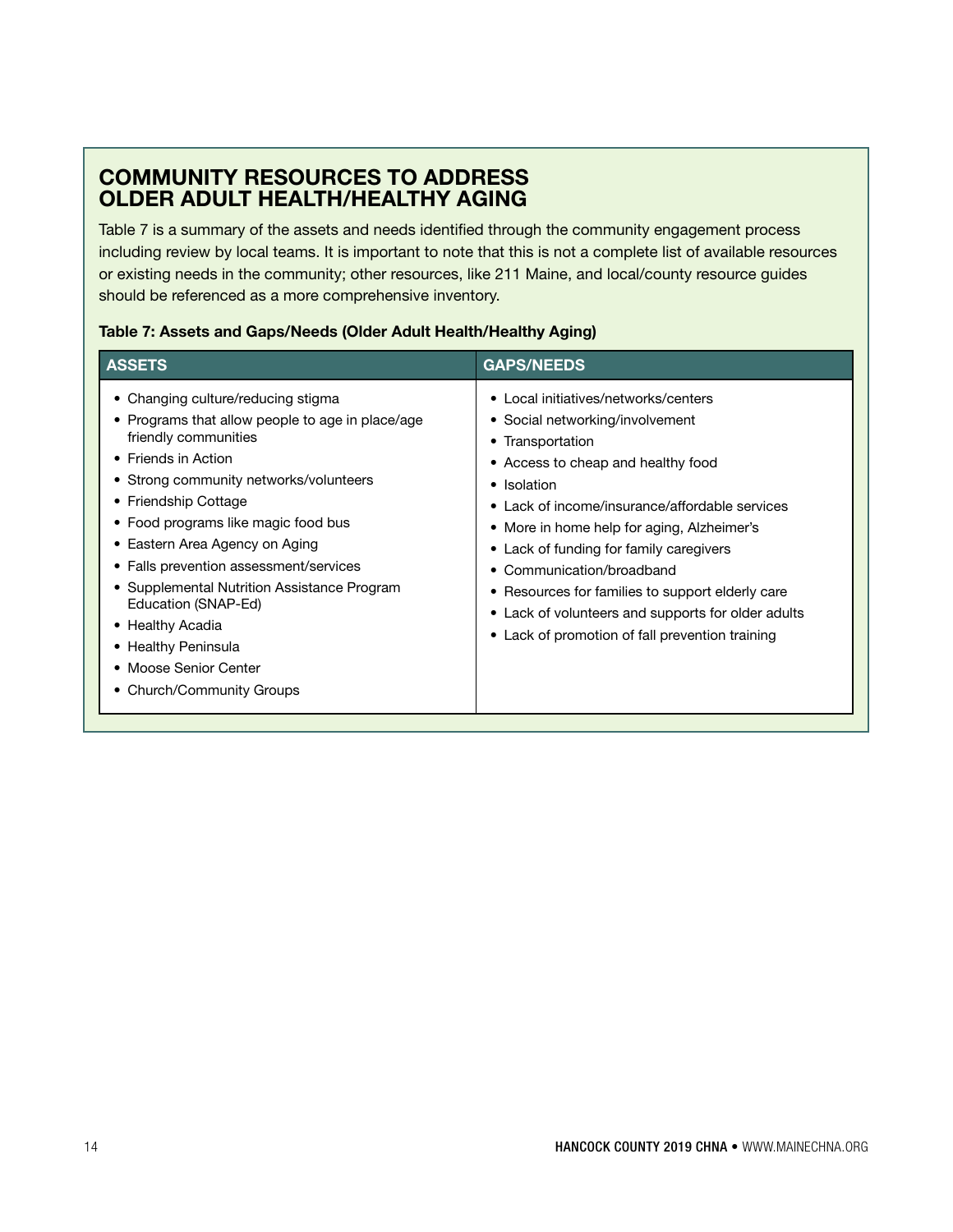## COMMUNITY RESOURCES TO ADDRESS OLDER ADULT HEALTH/HEALTHY AGING

Table 7 is a summary of the assets and needs identified through the community engagement process including review by local teams. It is important to note that this is not a complete list of available resources or existing needs in the community; other resources, like 211 Maine, and local/county resource guides should be referenced as a more comprehensive inventory.

**Table 7: Assets and Gaps/Needs (Older Adult Health/Healthy Aging)**

| ASSETS | GAPS/NEEDS |
|---|---|
| • Changing culture/reducing stigma<br>• Programs that allow people to age in place/age friendly communities<br>• Friends in Action<br>• Strong community networks/volunteers<br>• Friendship Cottage<br>• Food programs like magic food bus<br>• Eastern Area Agency on Aging<br>• Falls prevention assessment/services<br>• Supplemental Nutrition Assistance Program Education (SNAP-Ed)<br>• Healthy Acadia<br>• Healthy Peninsula<br>• Moose Senior Center<br>• Church/Community Groups | • Local initiatives/networks/centers<br>• Social networking/involvement<br>• Transportation<br>• Access to cheap and healthy food<br>• Isolation<br>• Lack of income/insurance/affordable services<br>• More in home help for aging, Alzheimer's<br>• Lack of funding for family caregivers<br>• Communication/broadband<br>• Resources for families to support elderly care<br>• Lack of volunteers and supports for older adults<br>• Lack of promotion of fall prevention training |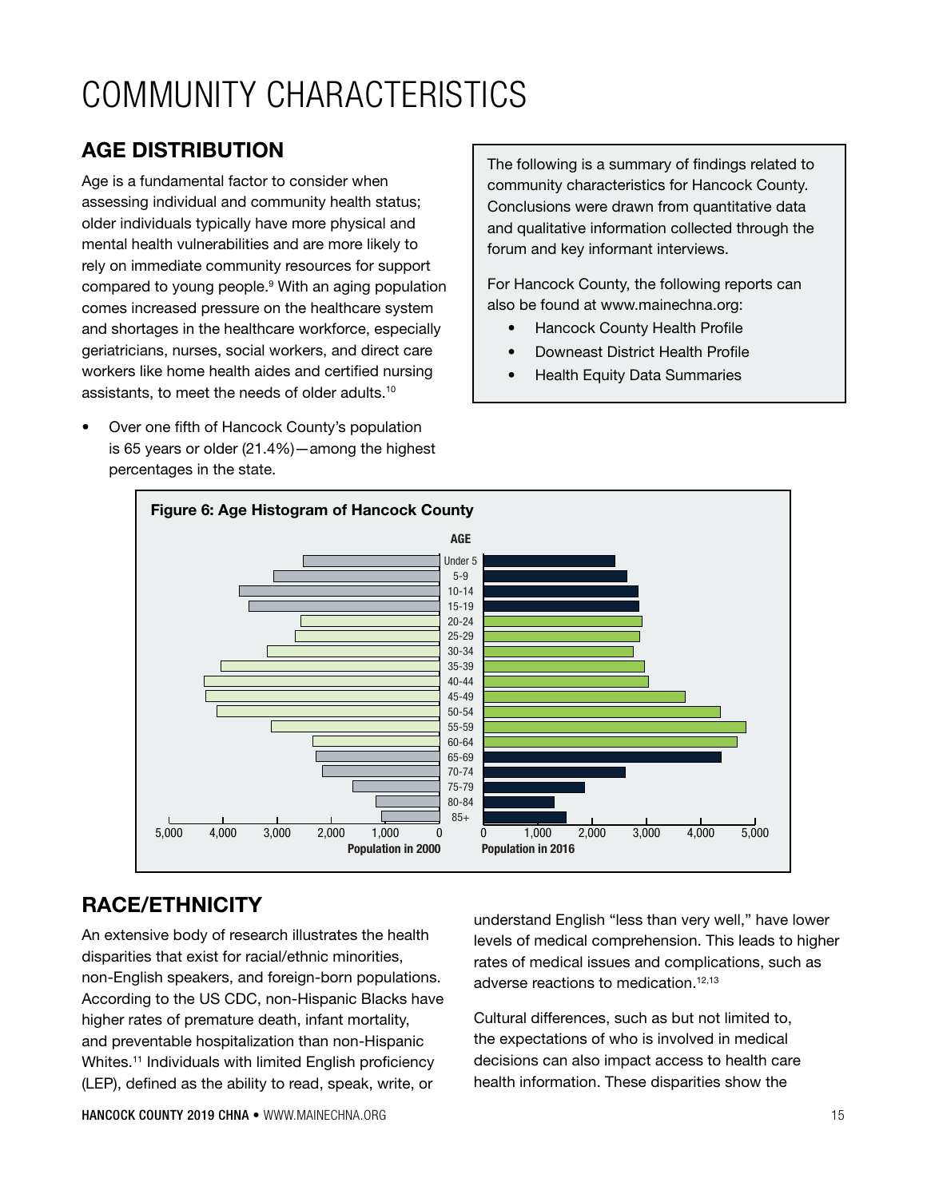# COMMUNITY CHARACTERISTICS

## AGE DISTRIBUTION

Age is a fundamental factor to consider when assessing individual and community health status; older individuals typically have more physical and mental health vulnerabilities and are more likely to rely on immediate community resources for support compared to young people.[9] With an aging population comes increased pressure on the healthcare system and shortages in the healthcare workforce, especially geriatricians, nurses, social workers, and direct care workers like home health aides and certified nursing assistants, to meet the needs of older adults.[10]

- Over one fifth of Hancock County's population is 65 years or older (21.4%)—among the highest percentages in the state.

The following is a summary of findings related to community characteristics for Hancock County. Conclusions were drawn from quantitative data and qualitative information collected through the forum and key informant interviews.

For Hancock County, the following reports can also be found at www.mainechna.org:

- Hancock County Health Profile
- Downeast District Health Profile
- Health Equity Data Summaries

**Figure 6: Age Histogram of Hancock County**

AGE: Under 5, 5-9, 10-14, 15-19, 20-24, 25-29, 30-34, 35-39, 40-44, 45-49, 50-54, 55-59, 60-64, 65-69, 70-74, 75-79, 80-84, 85+

Population in 2000 (5,000 – 0) | Population in 2016 (0 – 5,000)

## RACE/ETHNICITY

An extensive body of research illustrates the health disparities that exist for racial/ethnic minorities, non-English speakers, and foreign-born populations. According to the US CDC, non-Hispanic Blacks have higher rates of premature death, infant mortality, and preventable hospitalization than non-Hispanic Whites.[11] Individuals with limited English proficiency (LEP), defined as the ability to read, speak, write, or understand English "less than very well," have lower levels of medical comprehension. This leads to higher rates of medical issues and complications, such as adverse reactions to medication.[12,13]

Cultural differences, such as but not limited to, the expectations of who is involved in medical decisions can also impact access to health care health information. These disparities show the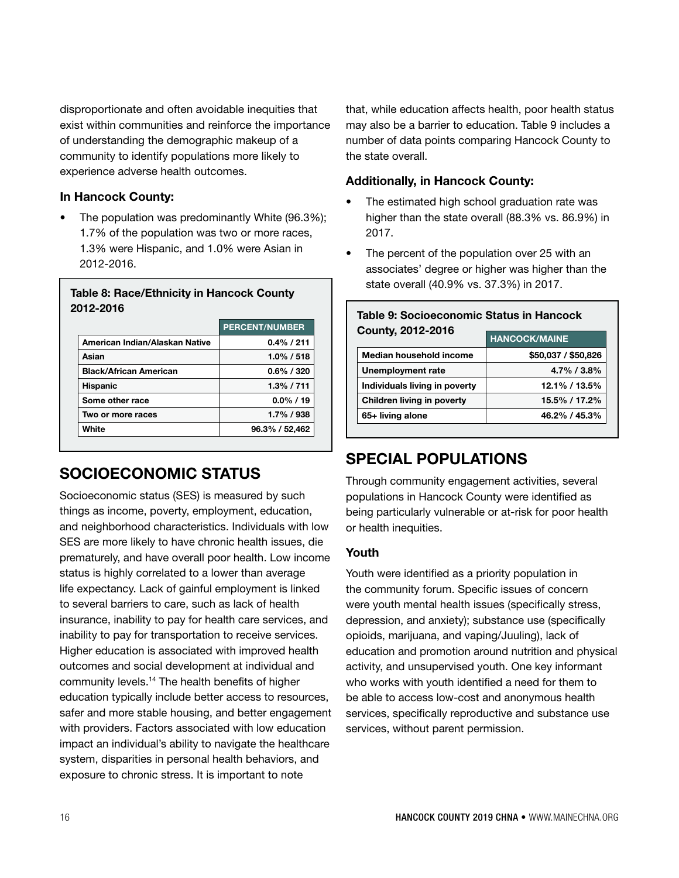disproportionate and often avoidable inequities that exist within communities and reinforce the importance of understanding the demographic makeup of a community to identify populations more likely to experience adverse health outcomes.

**In Hancock County:**

- The population was predominantly White (96.3%); 1.7% of the population was two or more races, 1.3% were Hispanic, and 1.0% were Asian in 2012-2016.

**Table 8: Race/Ethnicity in Hancock County 2012-2016**

| | PERCENT/NUMBER |
|---|---|
| American Indian/Alaskan Native | 0.4% / 211 |
| Asian | 1.0% / 518 |
| Black/African American | 0.6% / 320 |
| Hispanic | 1.3% / 711 |
| Some other race | 0.0% / 19 |
| Two or more races | 1.7% / 938 |
| White | 96.3% / 52,462 |

## SOCIOECONOMIC STATUS

Socioeconomic status (SES) is measured by such things as income, poverty, employment, education, and neighborhood characteristics. Individuals with low SES are more likely to have chronic health issues, die prematurely, and have overall poor health. Low income status is highly correlated to a lower than average life expectancy. Lack of gainful employment is linked to several barriers to care, such as lack of health insurance, inability to pay for health care services, and inability to pay for transportation to receive services. Higher education is associated with improved health outcomes and social development at individual and community levels.[14] The health benefits of higher education typically include better access to resources, safer and more stable housing, and better engagement with providers. Factors associated with low education impact an individual's ability to navigate the healthcare system, disparities in personal health behaviors, and exposure to chronic stress. It is important to note that, while education affects health, poor health status may also be a barrier to education. Table 9 includes a number of data points comparing Hancock County to the state overall.

**Additionally, in Hancock County:**

- The estimated high school graduation rate was higher than the state overall (88.3% vs. 86.9%) in 2017.
- The percent of the population over 25 with an associates' degree or higher was higher than the state overall (40.9% vs. 37.3%) in 2017.

**Table 9: Socioeconomic Status in Hancock County, 2012-2016**

| | HANCOCK/MAINE |
|---|---|
| Median household income | $50,037 / $50,826 |
| Unemployment rate | 4.7% / 3.8% |
| Individuals living in poverty | 12.1% / 13.5% |
| Children living in poverty | 15.5% / 17.2% |
| 65+ living alone | 46.2% / 45.3% |

## SPECIAL POPULATIONS

Through community engagement activities, several populations in Hancock County were identified as being particularly vulnerable or at-risk for poor health or health inequities.

### Youth

Youth were identified as a priority population in the community forum. Specific issues of concern were youth mental health issues (specifically stress, depression, and anxiety); substance use (specifically opioids, marijuana, and vaping/Juuling), lack of education and promotion around nutrition and physical activity, and unsupervised youth. One key informant who works with youth identified a need for them to be able to access low-cost and anonymous health services, specifically reproductive and substance use services, without parent permission.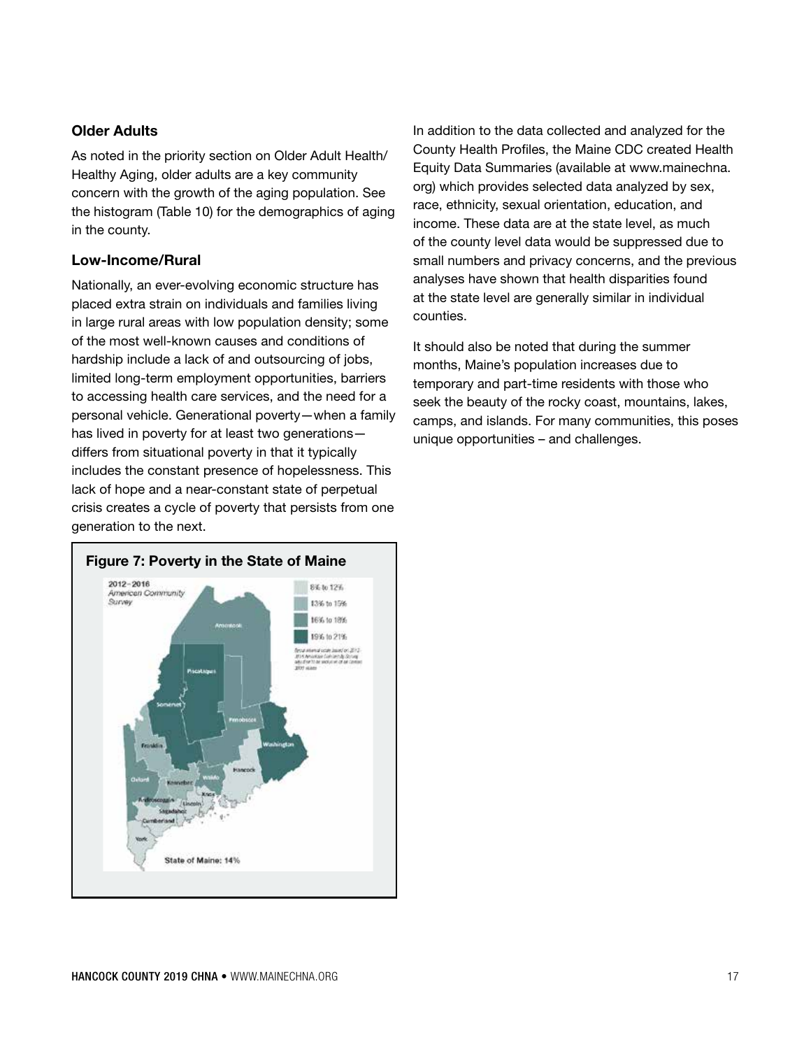### Older Adults

As noted in the priority section on Older Adult Health/ Healthy Aging, older adults are a key community concern with the growth of the aging population. See the histogram (Table 10) for the demographics of aging in the county.

### Low-Income/Rural

Nationally, an ever-evolving economic structure has placed extra strain on individuals and families living in large rural areas with low population density; some of the most well-known causes and conditions of hardship include a lack of and outsourcing of jobs, limited long-term employment opportunities, barriers to accessing health care services, and the need for a personal vehicle. Generational poverty—when a family has lived in poverty for at least two generations—differs from situational poverty in that it typically includes the constant presence of hopelessness. This lack of hope and a near-constant state of perpetual crisis creates a cycle of poverty that persists from one generation to the next.

**Figure 7: Poverty in the State of Maine**

2012–2016 *American Community Survey*

8% to 12%
13% to 15%
16% to 18%
19% to 21%

State of Maine: 14%

In addition to the data collected and analyzed for the County Health Profiles, the Maine CDC created Health Equity Data Summaries (available at www.mainechna.org) which provides selected data analyzed by sex, race, ethnicity, sexual orientation, education, and income. These data are at the state level, as much of the county level data would be suppressed due to small numbers and privacy concerns, and the previous analyses have shown that health disparities found at the state level are generally similar in individual counties.

It should also be noted that during the summer months, Maine's population increases due to temporary and part-time residents with those who seek the beauty of the rocky coast, mountains, lakes, camps, and islands. For many communities, this poses unique opportunities – and challenges.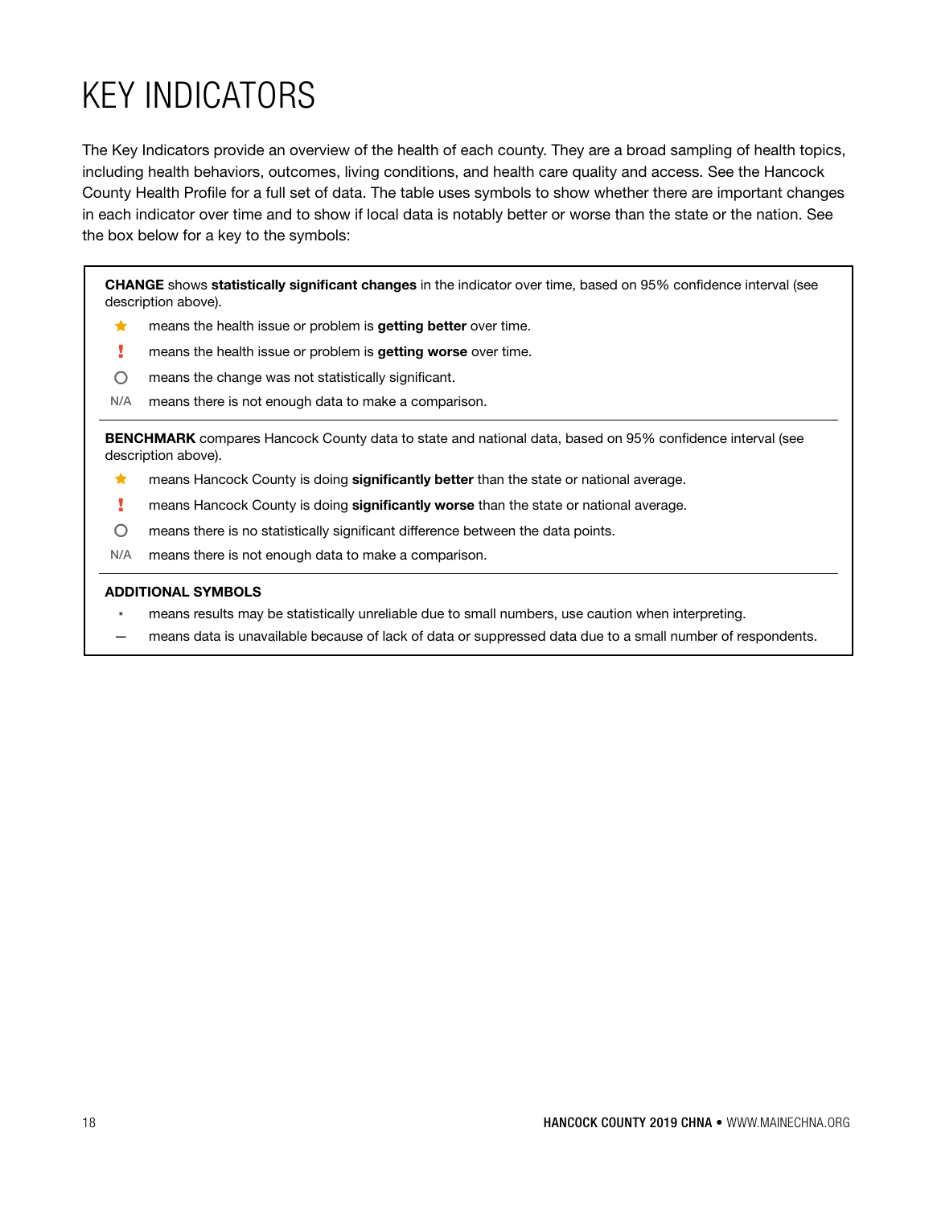# KEY INDICATORS

The Key Indicators provide an overview of the health of each county. They are a broad sampling of health topics, including health behaviors, outcomes, living conditions, and health care quality and access. See the Hancock County Health Profile for a full set of data. The table uses symbols to show whether there are important changes in each indicator over time and to show if local data is notably better or worse than the state or the nation. See the box below for a key to the symbols:

**CHANGE** shows **statistically significant changes** in the indicator over time, based on 95% confidence interval (see description above).

- ★ means the health issue or problem is **getting better** over time.
- ! means the health issue or problem is **getting worse** over time.
- ○ means the change was not statistically significant.
- N/A means there is not enough data to make a comparison.

**BENCHMARK** compares Hancock County data to state and national data, based on 95% confidence interval (see description above).

- ★ means Hancock County is doing **significantly better** than the state or national average.
- ! means Hancock County is doing **significantly worse** than the state or national average.
- ○ means there is no statistically significant difference between the data points.
- N/A means there is not enough data to make a comparison.

**ADDITIONAL SYMBOLS**

- * means results may be statistically unreliable due to small numbers, use caution when interpreting.
- — means data is unavailable because of lack of data or suppressed data due to a small number of respondents.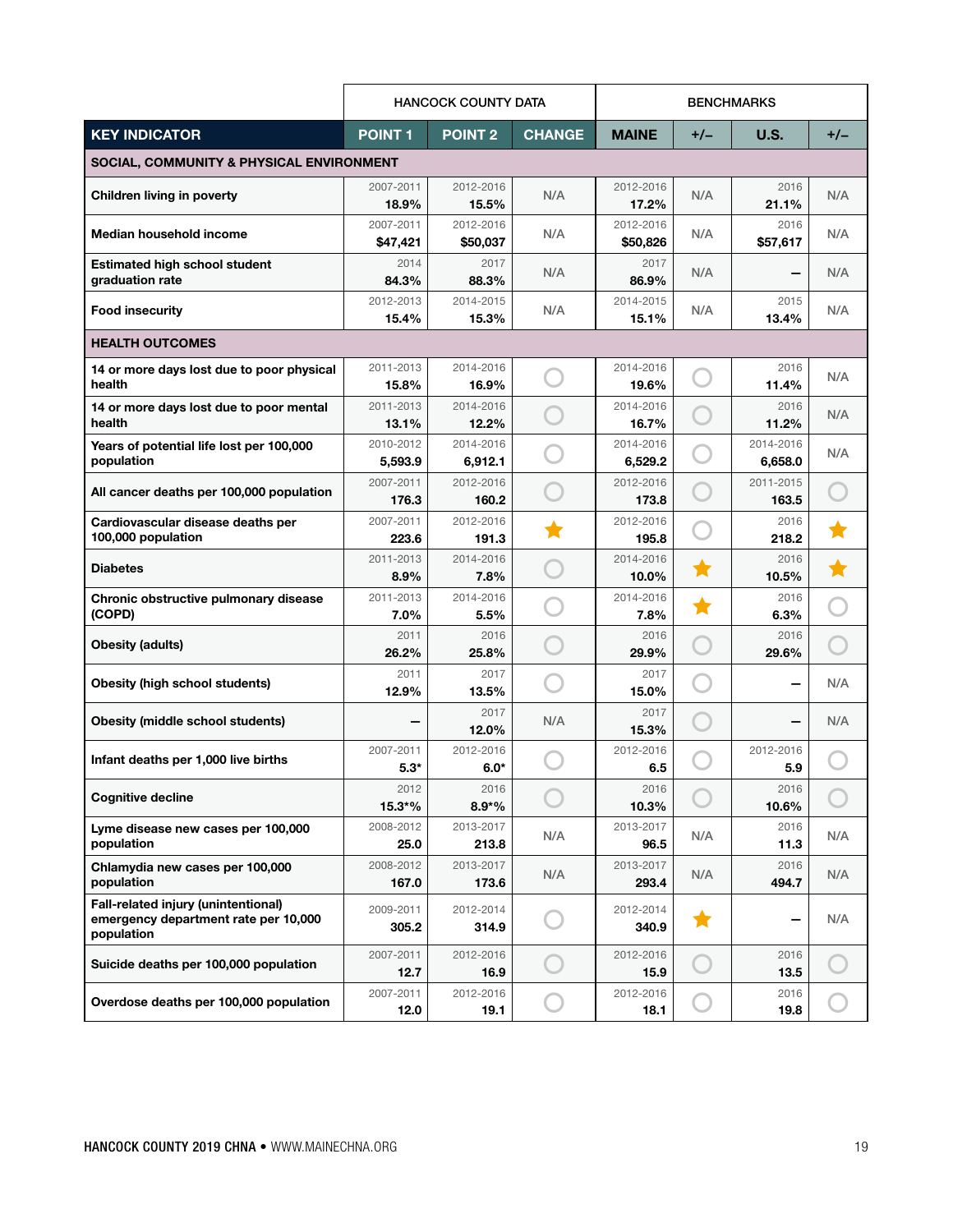| | HANCOCK COUNTY DATA | | | BENCHMARKS | | | |
|---|---|---|---|---|---|---|---|
| **KEY INDICATOR** | **POINT 1** | **POINT 2** | **CHANGE** | **MAINE** | **+/–** | **U.S.** | **+/–** |
| **SOCIAL, COMMUNITY & PHYSICAL ENVIRONMENT** | | | | | | | |
| **Children living in poverty** | 2007-2011 **18.9%** | 2012-2016 **15.5%** | N/A | 2012-2016 **17.2%** | N/A | 2016 **21.1%** | N/A |
| **Median household income** | 2007-2011 **$47,421** | 2012-2016 **$50,037** | N/A | 2012-2016 **$50,826** | N/A | 2016 **$57,617** | N/A |
| **Estimated high school student graduation rate** | 2014 **84.3%** | 2017 **88.3%** | N/A | 2017 **86.9%** | N/A | – | N/A |
| **Food insecurity** | 2012-2013 **15.4%** | 2014-2015 **15.3%** | N/A | 2014-2015 **15.1%** | N/A | 2015 **13.4%** | N/A |
| **HEALTH OUTCOMES** | | | | | | | |
| **14 or more days lost due to poor physical health** | 2011-2013 **15.8%** | 2014-2016 **16.9%** | ○ | 2014-2016 **19.6%** | ○ | 2016 **11.4%** | N/A |
| **14 or more days lost due to poor mental health** | 2011-2013 **13.1%** | 2014-2016 **12.2%** | ○ | 2014-2016 **16.7%** | ○ | 2016 **11.2%** | N/A |
| **Years of potential life lost per 100,000 population** | 2010-2012 **5,593.9** | 2014-2016 **6,912.1** | ○ | 2014-2016 **6,529.2** | ○ | 2014-2016 **6,658.0** | N/A |
| **All cancer deaths per 100,000 population** | 2007-2011 **176.3** | 2012-2016 **160.2** | ○ | 2012-2016 **173.8** | ○ | 2011-2015 **163.5** | ○ |
| **Cardiovascular disease deaths per 100,000 population** | 2007-2011 **223.6** | 2012-2016 **191.3** | ★ | 2012-2016 **195.8** | ○ | 2016 **218.2** | ★ |
| **Diabetes** | 2011-2013 **8.9%** | 2014-2016 **7.8%** | ○ | 2014-2016 **10.0%** | ★ | 2016 **10.5%** | ★ |
| **Chronic obstructive pulmonary disease (COPD)** | 2011-2013 **7.0%** | 2014-2016 **5.5%** | ○ | 2014-2016 **7.8%** | ★ | 2016 **6.3%** | ○ |
| **Obesity (adults)** | 2011 **26.2%** | 2016 **25.8%** | ○ | 2016 **29.9%** | ○ | 2016 **29.6%** | ○ |
| **Obesity (high school students)** | 2011 **12.9%** | 2017 **13.5%** | ○ | 2017 **15.0%** | ○ | – | N/A |
| **Obesity (middle school students)** | – | 2017 **12.0%** | N/A | 2017 **15.3%** | ○ | – | N/A |
| **Infant deaths per 1,000 live births** | 2007-2011 **5.3*** | 2012-2016 **6.0*** | ○ | 2012-2016 **6.5** | ○ | 2012-2016 **5.9** | ○ |
| **Cognitive decline** | 2012 **15.3*%** | 2016 **8.9*%** | ○ | 2016 **10.3%** | ○ | 2016 **10.6%** | ○ |
| **Lyme disease new cases per 100,000 population** | 2008-2012 **25.0** | 2013-2017 **213.8** | N/A | 2013-2017 **96.5** | N/A | 2016 **11.3** | N/A |
| **Chlamydia new cases per 100,000 population** | 2008-2012 **167.0** | 2013-2017 **173.6** | N/A | 2013-2017 **293.4** | N/A | 2016 **494.7** | N/A |
| **Fall-related injury (unintentional) emergency department rate per 10,000 population** | 2009-2011 **305.2** | 2012-2014 **314.9** | ○ | 2012-2014 **340.9** | ★ | – | N/A |
| **Suicide deaths per 100,000 population** | 2007-2011 **12.7** | 2012-2016 **16.9** | ○ | 2012-2016 **15.9** | ○ | 2016 **13.5** | ○ |
| **Overdose deaths per 100,000 population** | 2007-2011 **12.0** | 2012-2016 **19.1** | ○ | 2012-2016 **18.1** | ○ | 2016 **19.8** | ○ |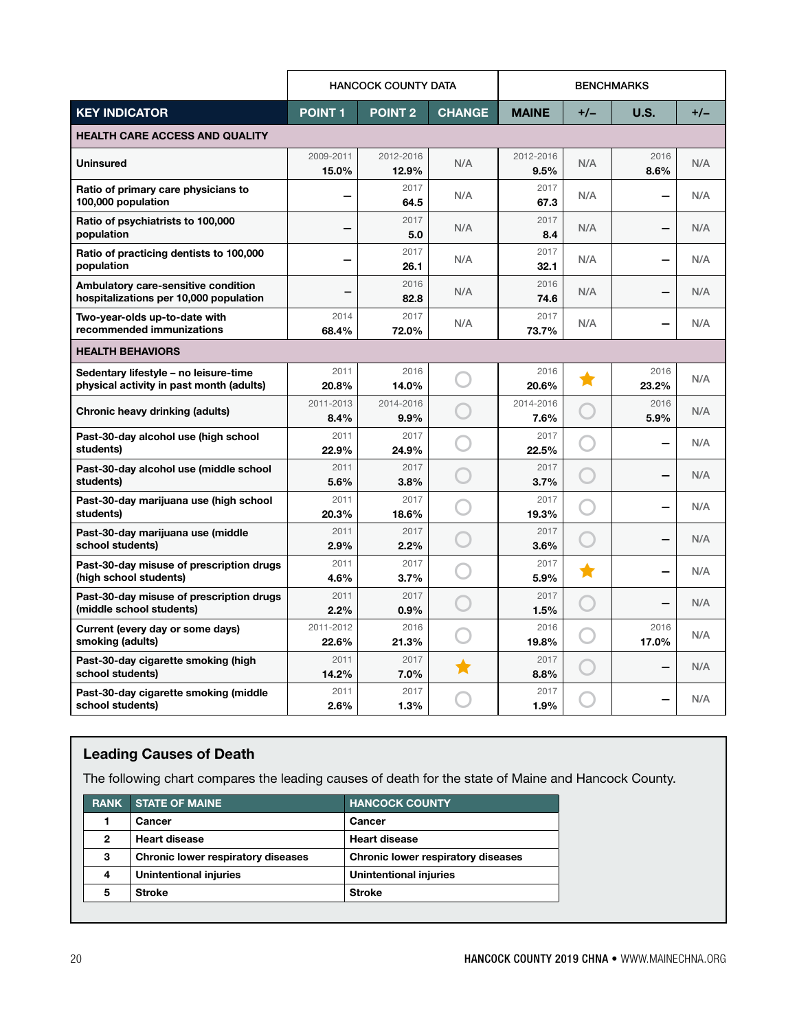| | HANCOCK COUNTY DATA | | | BENCHMARKS | | | |
|---|---|---|---|---|---|---|---|
| **KEY INDICATOR** | **POINT 1** | **POINT 2** | **CHANGE** | **MAINE** | **+/–** | **U.S.** | **+/–** |
| **HEALTH CARE ACCESS AND QUALITY** | | | | | | | |
| **Uninsured** | 2009-2011 **15.0%** | 2012-2016 **12.9%** | N/A | 2012-2016 **9.5%** | N/A | 2016 **8.6%** | N/A |
| **Ratio of primary care physicians to 100,000 population** | – | 2017 **64.5** | N/A | 2017 **67.3** | N/A | – | N/A |
| **Ratio of psychiatrists to 100,000 population** | – | 2017 **5.0** | N/A | 2017 **8.4** | N/A | – | N/A |
| **Ratio of practicing dentists to 100,000 population** | – | 2017 **26.1** | N/A | 2017 **32.1** | N/A | – | N/A |
| **Ambulatory care-sensitive condition hospitalizations per 10,000 population** | – | 2016 **82.8** | N/A | 2016 **74.6** | N/A | – | N/A |
| **Two-year-olds up-to-date with recommended immunizations** | 2014 **68.4%** | 2017 **72.0%** | N/A | 2017 **73.7%** | N/A | – | N/A |
| **HEALTH BEHAVIORS** | | | | | | | |
| **Sedentary lifestyle – no leisure-time physical activity in past month (adults)** | 2011 **20.8%** | 2016 **14.0%** | ○ | 2016 **20.6%** | ★ | 2016 **23.2%** | N/A |
| **Chronic heavy drinking (adults)** | 2011-2013 **8.4%** | 2014-2016 **9.9%** | ○ | 2014-2016 **7.6%** | ○ | 2016 **5.9%** | N/A |
| **Past-30-day alcohol use (high school students)** | 2011 **22.9%** | 2017 **24.9%** | ○ | 2017 **22.5%** | ○ | – | N/A |
| **Past-30-day alcohol use (middle school students)** | 2011 **5.6%** | 2017 **3.8%** | ○ | 2017 **3.7%** | ○ | – | N/A |
| **Past-30-day marijuana use (high school students)** | 2011 **20.3%** | 2017 **18.6%** | ○ | 2017 **19.3%** | ○ | – | N/A |
| **Past-30-day marijuana use (middle school students)** | 2011 **2.9%** | 2017 **2.2%** | ○ | 2017 **3.6%** | ○ | – | N/A |
| **Past-30-day misuse of prescription drugs (high school students)** | 2011 **4.6%** | 2017 **3.7%** | ○ | 2017 **5.9%** | ★ | – | N/A |
| **Past-30-day misuse of prescription drugs (middle school students)** | 2011 **2.2%** | 2017 **0.9%** | ○ | 2017 **1.5%** | ○ | – | N/A |
| **Current (every day or some days) smoking (adults)** | 2011-2012 **22.6%** | 2016 **21.3%** | ○ | 2016 **19.8%** | ○ | 2016 **17.0%** | N/A |
| **Past-30-day cigarette smoking (high school students)** | 2011 **14.2%** | 2017 **7.0%** | ★ | 2017 **8.8%** | ○ | – | N/A |
| **Past-30-day cigarette smoking (middle school students)** | 2011 **2.6%** | 2017 **1.3%** | ○ | 2017 **1.9%** | ○ | – | N/A |

## Leading Causes of Death

The following chart compares the leading causes of death for the state of Maine and Hancock County.

| RANK | STATE OF MAINE | HANCOCK COUNTY |
|---|---|---|
| 1 | Cancer | Cancer |
| 2 | Heart disease | Heart disease |
| 3 | Chronic lower respiratory diseases | Chronic lower respiratory diseases |
| 4 | Unintentional injuries | Unintentional injuries |
| 5 | Stroke | Stroke |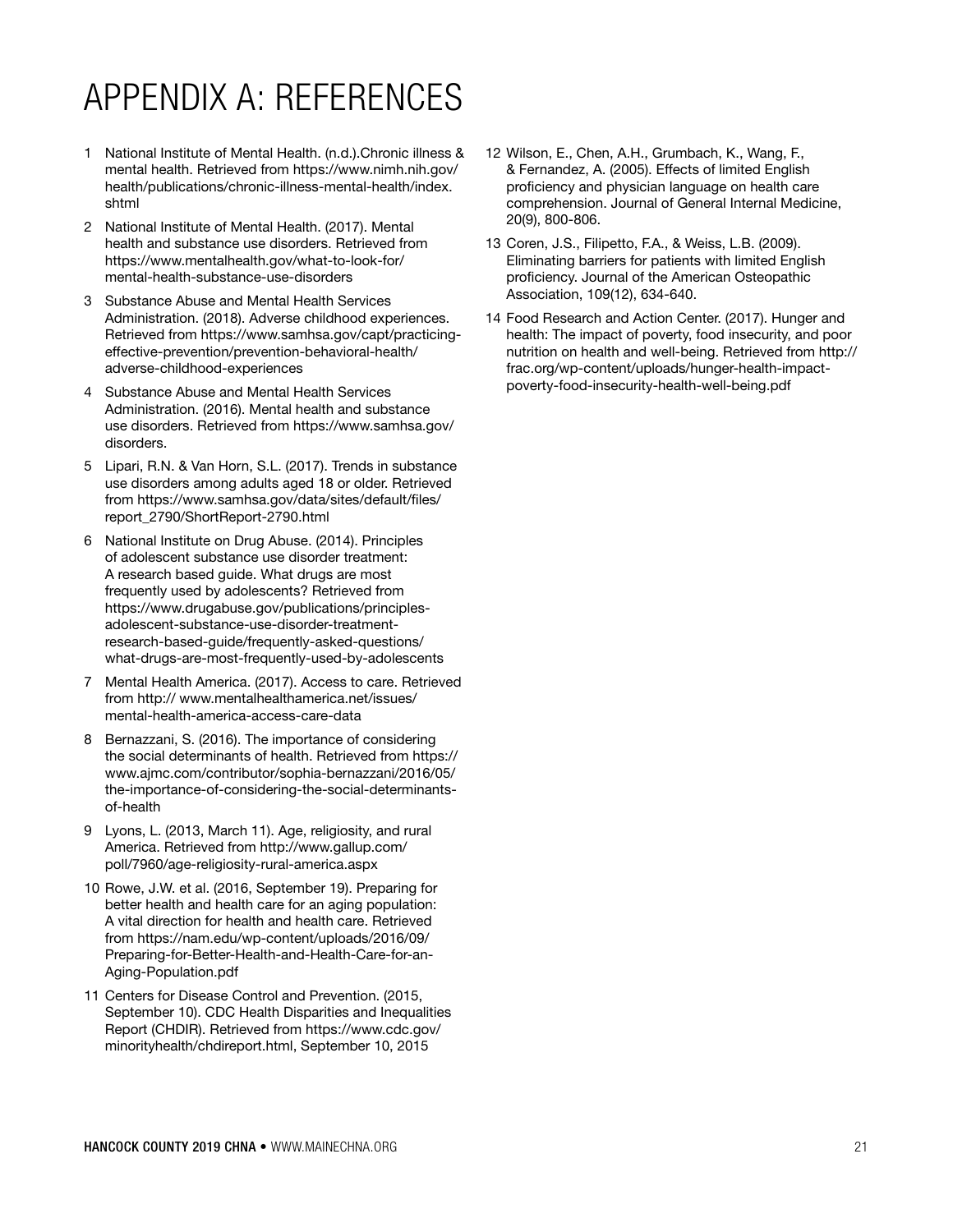# APPENDIX A: REFERENCES

1. National Institute of Mental Health. (n.d.).Chronic illness & mental health. Retrieved from https://www.nimh.nih.gov/health/publications/chronic-illness-mental-health/index.shtml
2. National Institute of Mental Health. (2017). Mental health and substance use disorders. Retrieved from https://www.mentalhealth.gov/what-to-look-for/mental-health-substance-use-disorders
3. Substance Abuse and Mental Health Services Administration. (2018). Adverse childhood experiences. Retrieved from https://www.samhsa.gov/capt/practicing-effective-prevention/prevention-behavioral-health/adverse-childhood-experiences
4. Substance Abuse and Mental Health Services Administration. (2016). Mental health and substance use disorders. Retrieved from https://www.samhsa.gov/disorders.
5. Lipari, R.N. & Van Horn, S.L. (2017). Trends in substance use disorders among adults aged 18 or older. Retrieved from https://www.samhsa.gov/data/sites/default/files/report_2790/ShortReport-2790.html
6. National Institute on Drug Abuse. (2014). Principles of adolescent substance use disorder treatment: A research based guide. What drugs are most frequently used by adolescents? Retrieved from https://www.drugabuse.gov/publications/principles-adolescent-substance-use-disorder-treatment-research-based-guide/frequently-asked-questions/what-drugs-are-most-frequently-used-by-adolescents
7. Mental Health America. (2017). Access to care. Retrieved from http:// www.mentalhealthamerica.net/issues/mental-health-america-access-care-data
8. Bernazzani, S. (2016). The importance of considering the social determinants of health. Retrieved from https://www.ajmc.com/contributor/sophia-bernazzani/2016/05/the-importance-of-considering-the-social-determinants-of-health
9. Lyons, L. (2013, March 11). Age, religiosity, and rural America. Retrieved from http://www.gallup.com/poll/7960/age-religiosity-rural-america.aspx
10. Rowe, J.W. et al. (2016, September 19). Preparing for better health and health care for an aging population: A vital direction for health and health care. Retrieved from https://nam.edu/wp-content/uploads/2016/09/Preparing-for-Better-Health-and-Health-Care-for-an-Aging-Population.pdf
11. Centers for Disease Control and Prevention. (2015, September 10). CDC Health Disparities and Inequalities Report (CHDIR). Retrieved from https://www.cdc.gov/minorityhealth/chdireport.html, September 10, 2015
12. Wilson, E., Chen, A.H., Grumbach, K., Wang, F., & Fernandez, A. (2005). Effects of limited English proficiency and physician language on health care comprehension. Journal of General Internal Medicine, 20(9), 800-806.
13. Coren, J.S., Filipetto, F.A., & Weiss, L.B. (2009). Eliminating barriers for patients with limited English proficiency. Journal of the American Osteopathic Association, 109(12), 634-640.
14. Food Research and Action Center. (2017). Hunger and health: The impact of poverty, food insecurity, and poor nutrition on health and well-being. Retrieved from http://frac.org/wp-content/uploads/hunger-health-impact-poverty-food-insecurity-health-well-being.pdf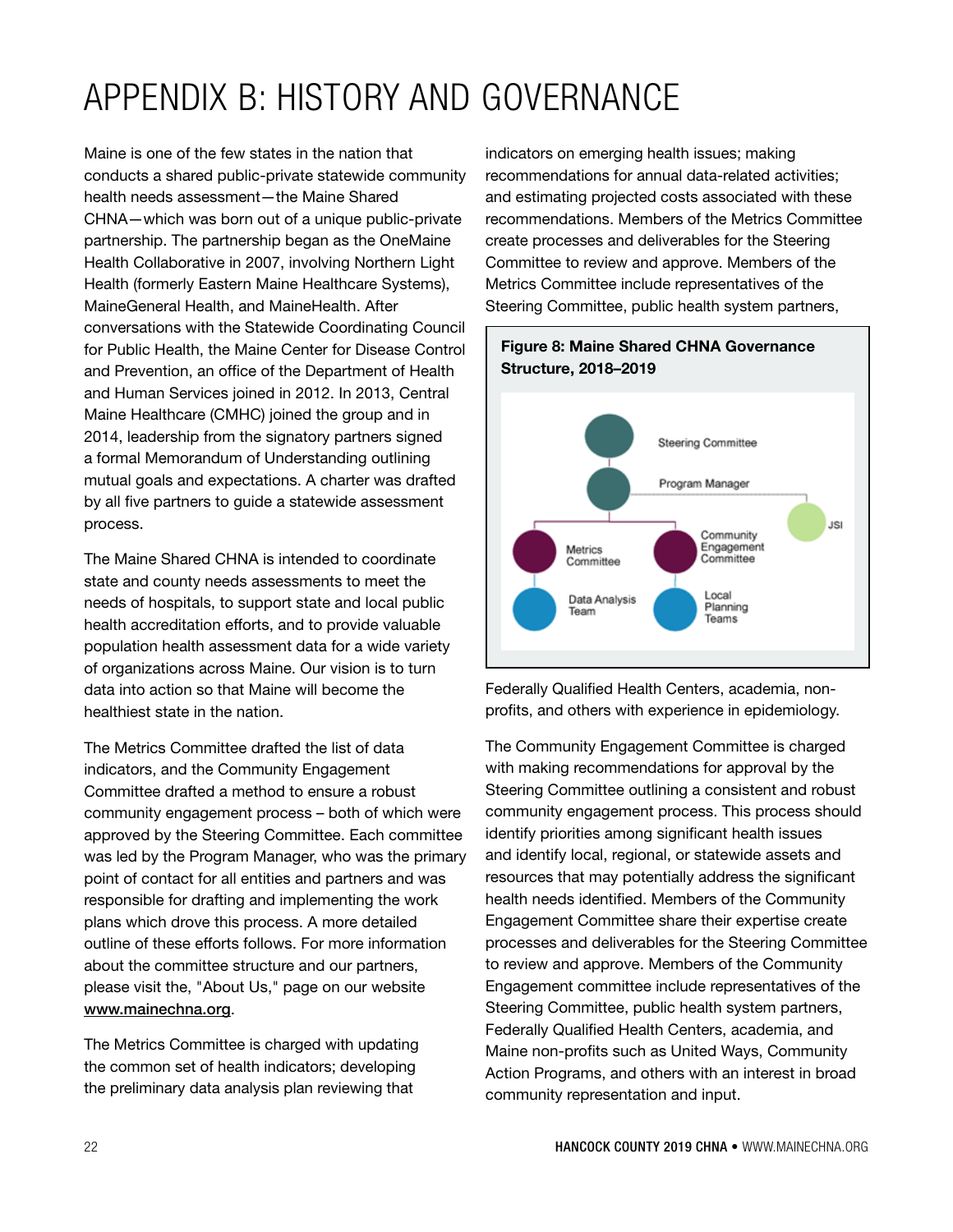# APPENDIX B: HISTORY AND GOVERNANCE

Maine is one of the few states in the nation that conducts a shared public-private statewide community health needs assessment—the Maine Shared CHNA—which was born out of a unique public-private partnership. The partnership began as the OneMaine Health Collaborative in 2007, involving Northern Light Health (formerly Eastern Maine Healthcare Systems), MaineGeneral Health, and MaineHealth. After conversations with the Statewide Coordinating Council for Public Health, the Maine Center for Disease Control and Prevention, an office of the Department of Health and Human Services joined in 2012. In 2013, Central Maine Healthcare (CMHC) joined the group and in 2014, leadership from the signatory partners signed a formal Memorandum of Understanding outlining mutual goals and expectations. A charter was drafted by all five partners to guide a statewide assessment process.

The Maine Shared CHNA is intended to coordinate state and county needs assessments to meet the needs of hospitals, to support state and local public health accreditation efforts, and to provide valuable population health assessment data for a wide variety of organizations across Maine. Our vision is to turn data into action so that Maine will become the healthiest state in the nation.

The Metrics Committee drafted the list of data indicators, and the Community Engagement Committee drafted a method to ensure a robust community engagement process – both of which were approved by the Steering Committee. Each committee was led by the Program Manager, who was the primary point of contact for all entities and partners and was responsible for drafting and implementing the work plans which drove this process. A more detailed outline of these efforts follows. For more information about the committee structure and our partners, please visit the, "About Us," page on our website www.mainechna.org.

The Metrics Committee is charged with updating the common set of health indicators; developing the preliminary data analysis plan reviewing that indicators on emerging health issues; making recommendations for annual data-related activities; and estimating projected costs associated with these recommendations. Members of the Metrics Committee create processes and deliverables for the Steering Committee to review and approve. Members of the Metrics Committee include representatives of the Steering Committee, public health system partners, Federally Qualified Health Centers, academia, non-profits, and others with experience in epidemiology.

**Figure 8: Maine Shared CHNA Governance Structure, 2018–2019**

- Steering Committee
  - Program Manager
    - Metrics Committee
      - Data Analysis Team
    - Community Engagement Committee
      - Local Planning Teams
    - JSI

The Community Engagement Committee is charged with making recommendations for approval by the Steering Committee outlining a consistent and robust community engagement process. This process should identify priorities among significant health issues and identify local, regional, or statewide assets and resources that may potentially address the significant health needs identified. Members of the Community Engagement Committee share their expertise create processes and deliverables for the Steering Committee to review and approve. Members of the Community Engagement committee include representatives of the Steering Committee, public health system partners, Federally Qualified Health Centers, academia, and Maine non-profits such as United Ways, Community Action Programs, and others with an interest in broad community representation and input.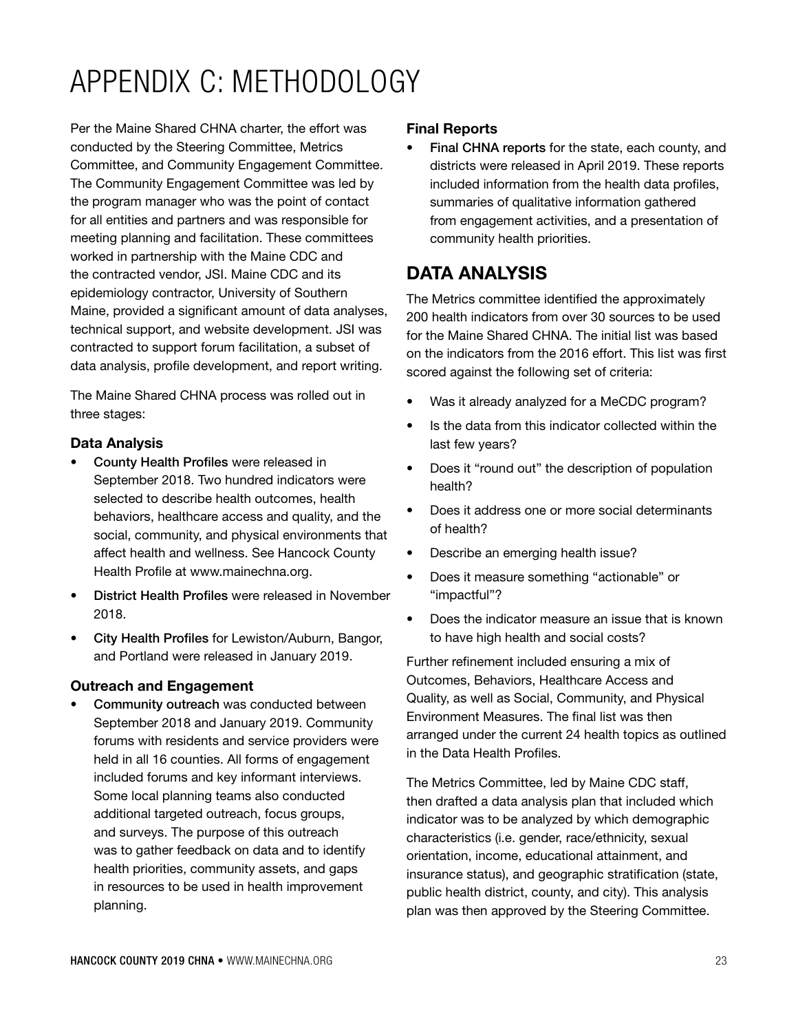# APPENDIX C: METHODOLOGY

Per the Maine Shared CHNA charter, the effort was conducted by the Steering Committee, Metrics Committee, and Community Engagement Committee. The Community Engagement Committee was led by the program manager who was the point of contact for all entities and partners and was responsible for meeting planning and facilitation. These committees worked in partnership with the Maine CDC and the contracted vendor, JSI. Maine CDC and its epidemiology contractor, University of Southern Maine, provided a significant amount of data analyses, technical support, and website development. JSI was contracted to support forum facilitation, a subset of data analysis, profile development, and report writing.

The Maine Shared CHNA process was rolled out in three stages:

### Data Analysis

- **County Health Profiles** were released in September 2018. Two hundred indicators were selected to describe health outcomes, health behaviors, healthcare access and quality, and the social, community, and physical environments that affect health and wellness. See Hancock County Health Profile at www.mainechna.org.
- **District Health Profiles** were released in November 2018.
- **City Health Profiles** for Lewiston/Auburn, Bangor, and Portland were released in January 2019.

### Outreach and Engagement

- **Community outreach** was conducted between September 2018 and January 2019. Community forums with residents and service providers were held in all 16 counties. All forms of engagement included forums and key informant interviews. Some local planning teams also conducted additional targeted outreach, focus groups, and surveys. The purpose of this outreach was to gather feedback on data and to identify health priorities, community assets, and gaps in resources to be used in health improvement planning.

### Final Reports

- **Final CHNA reports** for the state, each county, and districts were released in April 2019. These reports included information from the health data profiles, summaries of qualitative information gathered from engagement activities, and a presentation of community health priorities.

## DATA ANALYSIS

The Metrics committee identified the approximately 200 health indicators from over 30 sources to be used for the Maine Shared CHNA. The initial list was based on the indicators from the 2016 effort. This list was first scored against the following set of criteria:

- Was it already analyzed for a MeCDC program?
- Is the data from this indicator collected within the last few years?
- Does it "round out" the description of population health?
- Does it address one or more social determinants of health?
- Describe an emerging health issue?
- Does it measure something "actionable" or "impactful"?
- Does the indicator measure an issue that is known to have high health and social costs?

Further refinement included ensuring a mix of Outcomes, Behaviors, Healthcare Access and Quality, as well as Social, Community, and Physical Environment Measures. The final list was then arranged under the current 24 health topics as outlined in the Data Health Profiles.

The Metrics Committee, led by Maine CDC staff, then drafted a data analysis plan that included which indicator was to be analyzed by which demographic characteristics (i.e. gender, race/ethnicity, sexual orientation, income, educational attainment, and insurance status), and geographic stratification (state, public health district, county, and city). This analysis plan was then approved by the Steering Committee.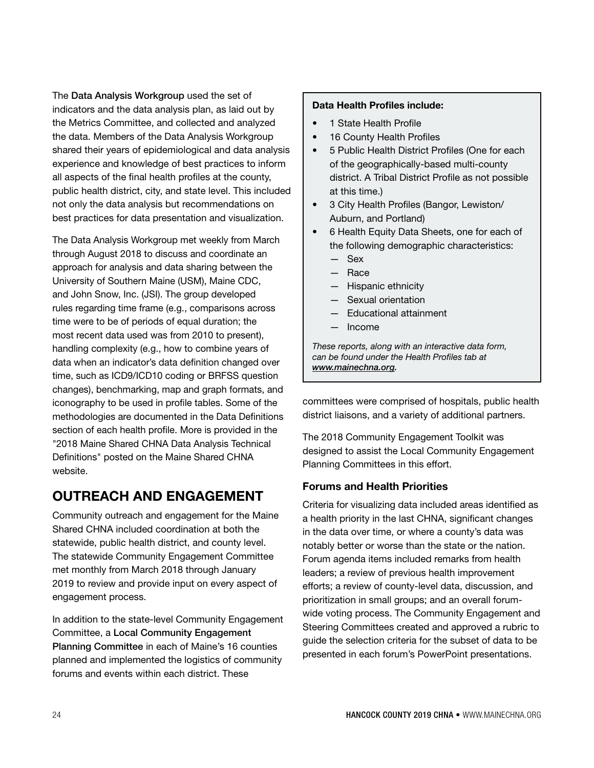The **Data Analysis Workgroup** used the set of indicators and the data analysis plan, as laid out by the Metrics Committee, and collected and analyzed the data. Members of the Data Analysis Workgroup shared their years of epidemiological and data analysis experience and knowledge of best practices to inform all aspects of the final health profiles at the county, public health district, city, and state level. This included not only the data analysis but recommendations on best practices for data presentation and visualization.

The Data Analysis Workgroup met weekly from March through August 2018 to discuss and coordinate an approach for analysis and data sharing between the University of Southern Maine (USM), Maine CDC, and John Snow, Inc. (JSI). The group developed rules regarding time frame (e.g., comparisons across time were to be of periods of equal duration; the most recent data used was from 2010 to present), handling complexity (e.g., how to combine years of data when an indicator's data definition changed over time, such as ICD9/ICD10 coding or BRFSS question changes), benchmarking, map and graph formats, and iconography to be used in profile tables. Some of the methodologies are documented in the Data Definitions section of each health profile. More is provided in the "2018 Maine Shared CHNA Data Analysis Technical Definitions" posted on the Maine Shared CHNA website.

**Data Health Profiles include:**

- 1 State Health Profile
- 16 County Health Profiles
- 5 Public Health District Profiles (One for each of the geographically-based multi-county district. A Tribal District Profile as not possible at this time.)
- 3 City Health Profiles (Bangor, Lewiston/Auburn, and Portland)
- 6 Health Equity Data Sheets, one for each of the following demographic characteristics:
  - Sex
  - Race
  - Hispanic ethnicity
  - Sexual orientation
  - Educational attainment
  - Income

*These reports, along with an interactive data form, can be found under the Health Profiles tab at www.mainechna.org.*

## OUTREACH AND ENGAGEMENT

Community outreach and engagement for the Maine Shared CHNA included coordination at both the statewide, public health district, and county level. The statewide Community Engagement Committee met monthly from March 2018 through January 2019 to review and provide input on every aspect of engagement process.

In addition to the state-level Community Engagement Committee, a **Local Community Engagement Planning Committee** in each of Maine's 16 counties planned and implemented the logistics of community forums and events within each district. These committees were comprised of hospitals, public health district liaisons, and a variety of additional partners.

The 2018 Community Engagement Toolkit was designed to assist the Local Community Engagement Planning Committees in this effort.

### Forums and Health Priorities

Criteria for visualizing data included areas identified as a health priority in the last CHNA, significant changes in the data over time, or where a county's data was notably better or worse than the state or the nation. Forum agenda items included remarks from health leaders; a review of previous health improvement efforts; a review of county-level data, discussion, and prioritization in small groups; and an overall forum-wide voting process. The Community Engagement and Steering Committees created and approved a rubric to guide the selection criteria for the subset of data to be presented in each forum's PowerPoint presentations.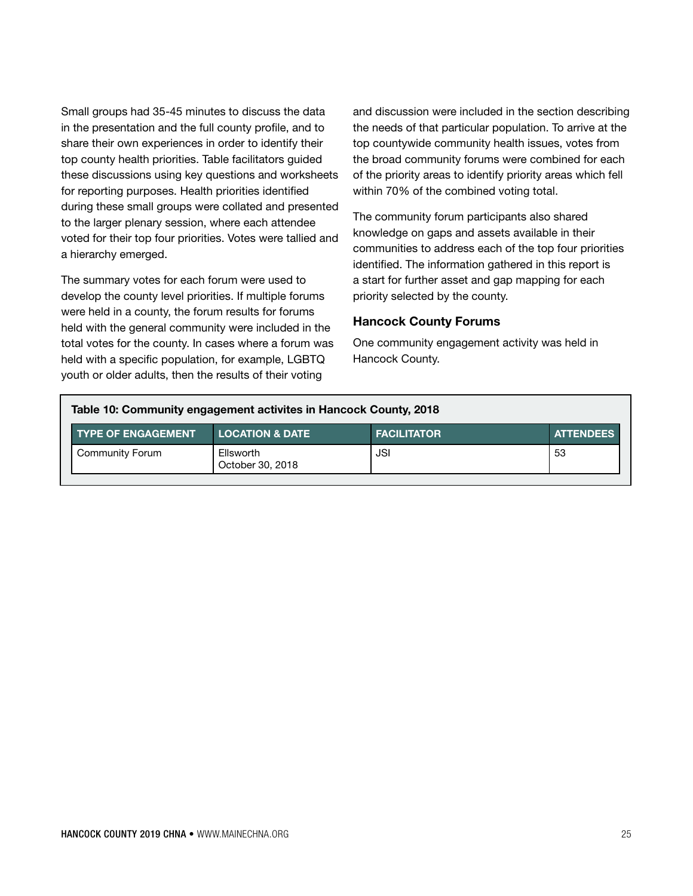Small groups had 35-45 minutes to discuss the data in the presentation and the full county profile, and to share their own experiences in order to identify their top county health priorities. Table facilitators guided these discussions using key questions and worksheets for reporting purposes. Health priorities identified during these small groups were collated and presented to the larger plenary session, where each attendee voted for their top four priorities. Votes were tallied and a hierarchy emerged.

The summary votes for each forum were used to develop the county level priorities. If multiple forums were held in a county, the forum results for forums held with the general community were included in the total votes for the county. In cases where a forum was held with a specific population, for example, LGBTQ youth or older adults, then the results of their voting and discussion were included in the section describing the needs of that particular population. To arrive at the top countywide community health issues, votes from the broad community forums were combined for each of the priority areas to identify priority areas which fell within 70% of the combined voting total.

The community forum participants also shared knowledge on gaps and assets available in their communities to address each of the top four priorities identified. The information gathered in this report is a start for further asset and gap mapping for each priority selected by the county.

### Hancock County Forums

One community engagement activity was held in Hancock County.

**Table 10: Community engagement activites in Hancock County, 2018**

| TYPE OF ENGAGEMENT | LOCATION & DATE | FACILITATOR | ATTENDEES |
|---|---|---|---|
| Community Forum | Ellsworth October 30, 2018 | JSI | 53 |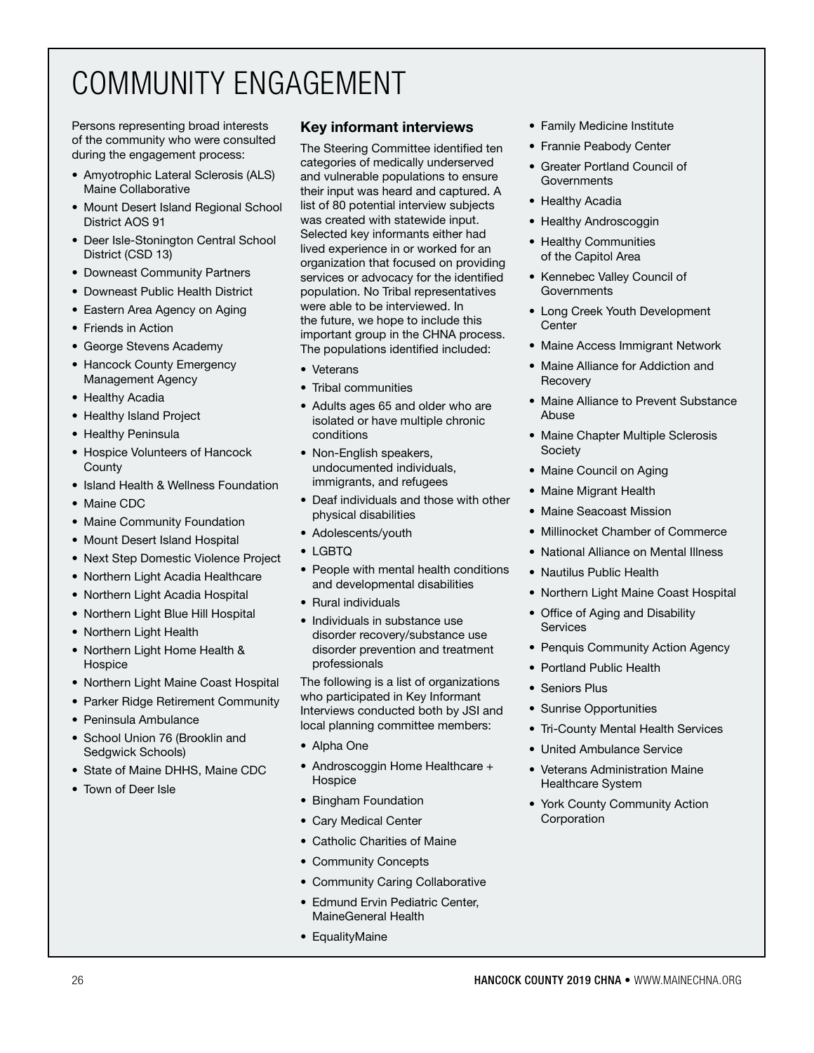# COMMUNITY ENGAGEMENT

Persons representing broad interests of the community who were consulted during the engagement process:

- Amyotrophic Lateral Sclerosis (ALS) Maine Collaborative
- Mount Desert Island Regional School District AOS 91
- Deer Isle-Stonington Central School District (CSD 13)
- Downeast Community Partners
- Downeast Public Health District
- Eastern Area Agency on Aging
- Friends in Action
- George Stevens Academy
- Hancock County Emergency Management Agency
- Healthy Acadia
- Healthy Island Project
- Healthy Peninsula
- Hospice Volunteers of Hancock County
- Island Health & Wellness Foundation
- Maine CDC
- Maine Community Foundation
- Mount Desert Island Hospital
- Next Step Domestic Violence Project
- Northern Light Acadia Healthcare
- Northern Light Acadia Hospital
- Northern Light Blue Hill Hospital
- Northern Light Health
- Northern Light Home Health & Hospice
- Northern Light Maine Coast Hospital
- Parker Ridge Retirement Community
- Peninsula Ambulance
- School Union 76 (Brooklin and Sedgwick Schools)
- State of Maine DHHS, Maine CDC
- Town of Deer Isle

### Key informant interviews

The Steering Committee identified ten categories of medically underserved and vulnerable populations to ensure their input was heard and captured. A list of 80 potential interview subjects was created with statewide input. Selected key informants either had lived experience in or worked for an organization that focused on providing services or advocacy for the identified population. No Tribal representatives were able to be interviewed. In the future, we hope to include this important group in the CHNA process. The populations identified included:

- Veterans
- Tribal communities
- Adults ages 65 and older who are isolated or have multiple chronic conditions
- Non-English speakers, undocumented individuals, immigrants, and refugees
- Deaf individuals and those with other physical disabilities
- Adolescents/youth
- LGBTQ
- People with mental health conditions and developmental disabilities
- Rural individuals
- Individuals in substance use disorder recovery/substance use disorder prevention and treatment professionals

The following is a list of organizations who participated in Key Informant Interviews conducted both by JSI and local planning committee members:

- Alpha One
- Androscoggin Home Healthcare + Hospice
- Bingham Foundation
- Cary Medical Center
- Catholic Charities of Maine
- Community Concepts
- Community Caring Collaborative
- Edmund Ervin Pediatric Center, MaineGeneral Health
- EqualityMaine
- Family Medicine Institute
- Frannie Peabody Center
- Greater Portland Council of Governments
- Healthy Acadia
- Healthy Androscoggin
- Healthy Communities of the Capitol Area
- Kennebec Valley Council of Governments
- Long Creek Youth Development Center
- Maine Access Immigrant Network
- Maine Alliance for Addiction and Recovery
- Maine Alliance to Prevent Substance Abuse
- Maine Chapter Multiple Sclerosis Society
- Maine Council on Aging
- Maine Migrant Health
- Maine Seacoast Mission
- Millinocket Chamber of Commerce
- National Alliance on Mental Illness
- Nautilus Public Health
- Northern Light Maine Coast Hospital
- Office of Aging and Disability Services
- Penquis Community Action Agency
- Portland Public Health
- Seniors Plus
- Sunrise Opportunities
- Tri-County Mental Health Services
- United Ambulance Service
- Veterans Administration Maine Healthcare System
- York County Community Action Corporation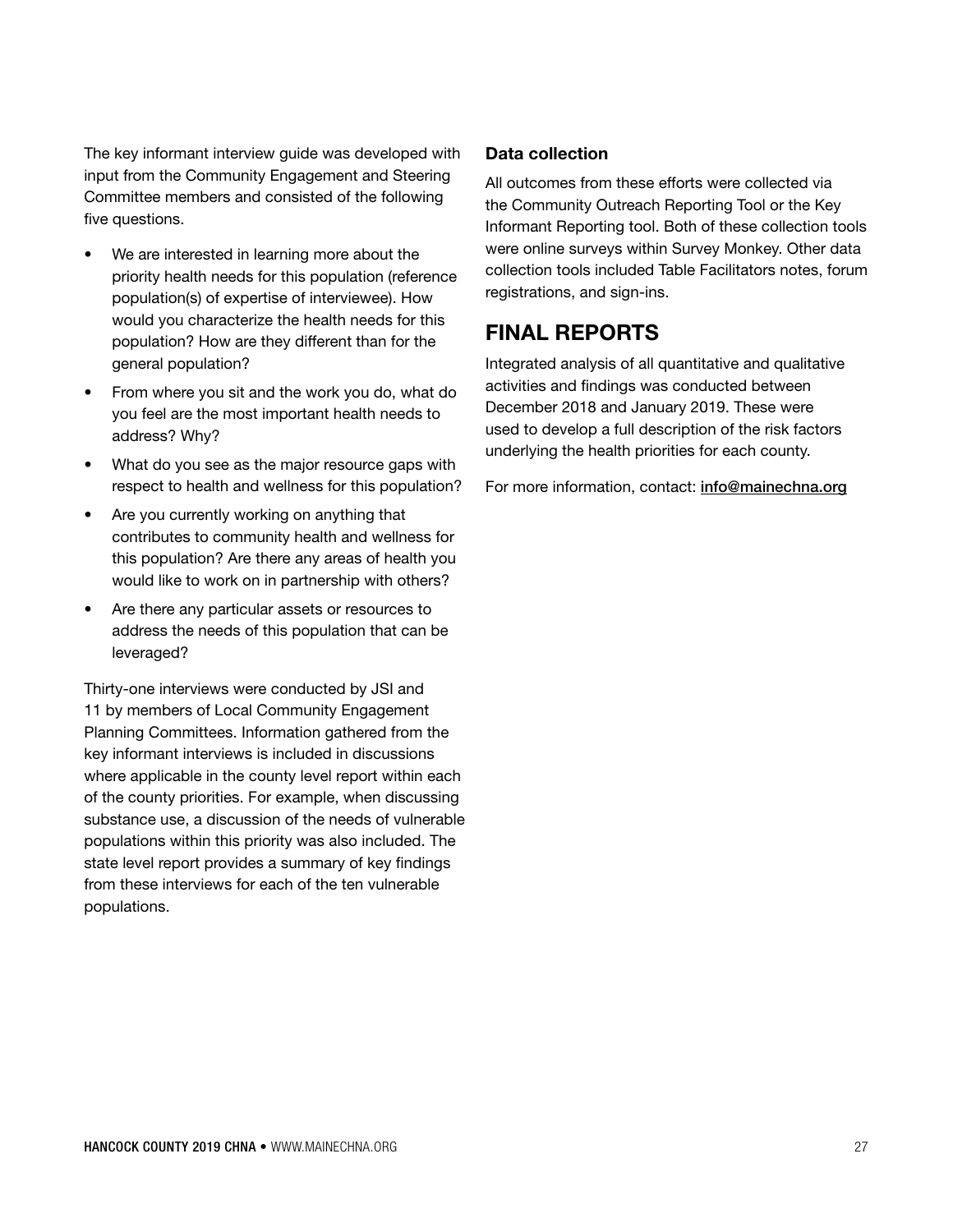The key informant interview guide was developed with input from the Community Engagement and Steering Committee members and consisted of the following five questions.

- We are interested in learning more about the priority health needs for this population (reference population(s) of expertise of interviewee). How would you characterize the health needs for this population? How are they different than for the general population?
- From where you sit and the work you do, what do you feel are the most important health needs to address? Why?
- What do you see as the major resource gaps with respect to health and wellness for this population?
- Are you currently working on anything that contributes to community health and wellness for this population? Are there any areas of health you would like to work on in partnership with others?
- Are there any particular assets or resources to address the needs of this population that can be leveraged?

Thirty-one interviews were conducted by JSI and 11 by members of Local Community Engagement Planning Committees. Information gathered from the key informant interviews is included in discussions where applicable in the county level report within each of the county priorities. For example, when discussing substance use, a discussion of the needs of vulnerable populations within this priority was also included. The state level report provides a summary of key findings from these interviews for each of the ten vulnerable populations.

### Data collection

All outcomes from these efforts were collected via the Community Outreach Reporting Tool or the Key Informant Reporting tool. Both of these collection tools were online surveys within Survey Monkey. Other data collection tools included Table Facilitators notes, forum registrations, and sign-ins.

## FINAL REPORTS

Integrated analysis of all quantitative and qualitative activities and findings was conducted between December 2018 and January 2019. These were used to develop a full description of the risk factors underlying the health priorities for each county.

For more information, contact: info@mainechna.org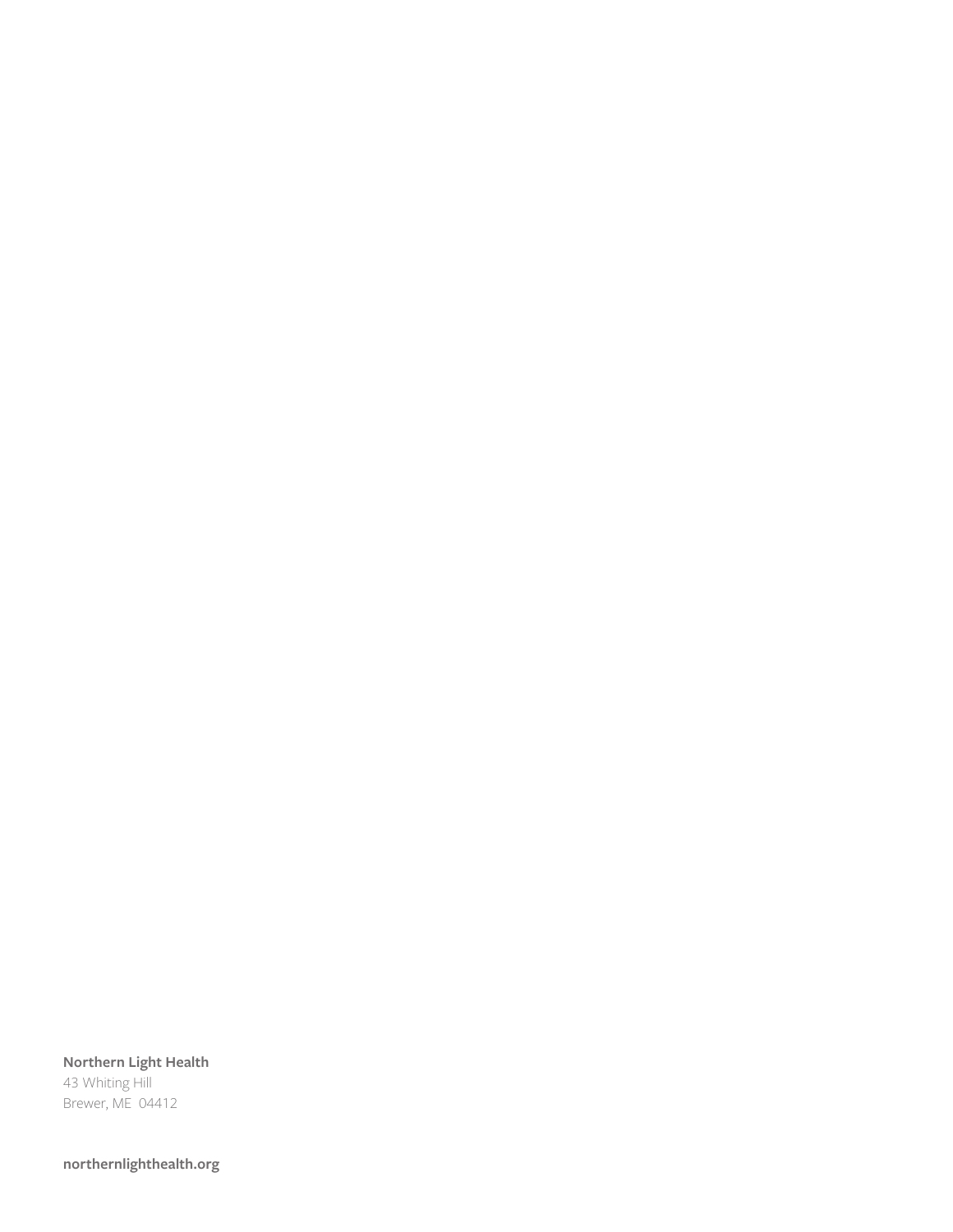**Northern Light Health**
43 Whiting Hill
Brewer, ME  04412

**northernlighthealth.org**